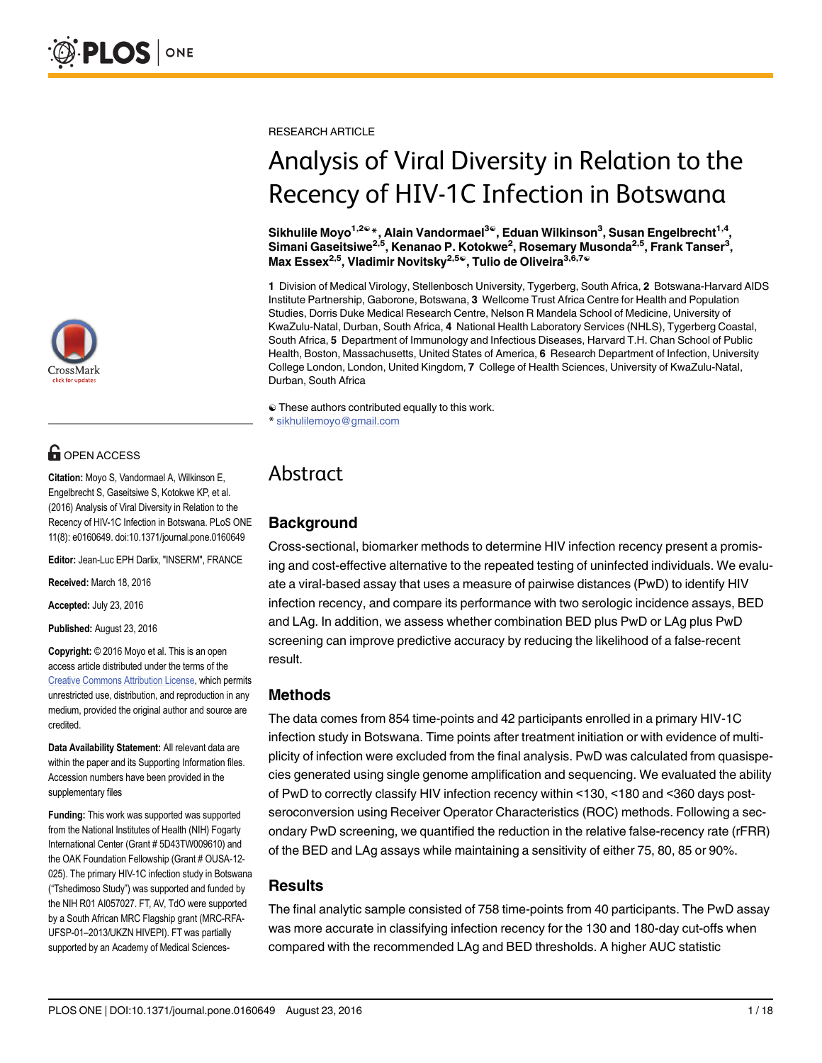RESEARCH ARTICLE

# Analysis of Viral Diversity in Relation to the Recency of HIV-1C Infection in Botswana

**Sikhulile Moyo[1,2☯]*, Alain Vandormael[3☯], Eduan Wilkinson[3], Susan Engelbrecht[1,4], Simani Gaseitsiwe[2,5], Kenanao P. Kotokwe[2], Rosemary Musonda[2,5], Frank Tanser[3], Max Essex[2,5], Vladimir Novitsky[2,5☯], Tulio de Oliveira[3,6,7☯]**

**1** Division of Medical Virology, Stellenbosch University, Tygerberg, South Africa, **2** Botswana-Harvard AIDS Institute Partnership, Gaborone, Botswana, **3** Wellcome Trust Africa Centre for Health and Population Studies, Dorris Duke Medical Research Centre, Nelson R Mandela School of Medicine, University of KwaZulu-Natal, Durban, South Africa, **4** National Health Laboratory Services (NHLS), Tygerberg Coastal, South Africa, **5** Department of Immunology and Infectious Diseases, Harvard T.H. Chan School of Public Health, Boston, Massachusetts, United States of America, **6** Research Department of Infection, University College London, London, United Kingdom, **7** College of Health Sciences, University of KwaZulu-Natal, Durban, South Africa

☯ These authors contributed equally to this work.
* sikhulilemoyo@gmail.com

OPEN ACCESS

**Citation:** Moyo S, Vandormael A, Wilkinson E, Engelbrecht S, Gaseitsiwe S, Kotokwe KP, et al. (2016) Analysis of Viral Diversity in Relation to the Recency of HIV-1C Infection in Botswana. PLoS ONE 11(8): e0160649. doi:10.1371/journal.pone.0160649

**Editor:** Jean-Luc EPH Darlix, "INSERM", FRANCE

**Received:** March 18, 2016

**Accepted:** July 23, 2016

**Published:** August 23, 2016

**Copyright:** © 2016 Moyo et al. This is an open access article distributed under the terms of the Creative Commons Attribution License, which permits unrestricted use, distribution, and reproduction in any medium, provided the original author and source are credited.

**Data Availability Statement:** All relevant data are within the paper and its Supporting Information files. Accession numbers have been provided in the supplementary files

**Funding:** This work was supported was supported from the National Institutes of Health (NIH) Fogarty International Center (Grant # 5D43TW009610) and the OAK Foundation Fellowship (Grant # OUSA-12-025). The primary HIV-1C infection study in Botswana ("Tshedimoso Study") was supported and funded by the NIH R01 AI057027. FT, AV, TdO were supported by a South African MRC Flagship grant (MRC-RFA-UFSP-01–2013/UKZN HIVEPI). FT was partially supported by an Academy of Medical Sciences-

## Abstract

### Background

Cross-sectional, biomarker methods to determine HIV infection recency present a promising and cost-effective alternative to the repeated testing of uninfected individuals. We evaluate a viral-based assay that uses a measure of pairwise distances (PwD) to identify HIV infection recency, and compare its performance with two serologic incidence assays, BED and LAg. In addition, we assess whether combination BED plus PwD or LAg plus PwD screening can improve predictive accuracy by reducing the likelihood of a false-recent result.

### Methods

The data comes from 854 time-points and 42 participants enrolled in a primary HIV-1C infection study in Botswana. Time points after treatment initiation or with evidence of multiplicity of infection were excluded from the final analysis. PwD was calculated from quasispecies generated using single genome amplification and sequencing. We evaluated the ability of PwD to correctly classify HIV infection recency within <130, <180 and <360 days post-seroconversion using Receiver Operator Characteristics (ROC) methods. Following a secondary PwD screening, we quantified the reduction in the relative false-recency rate (rFRR) of the BED and LAg assays while maintaining a sensitivity of either 75, 80, 85 or 90%.

### Results

The final analytic sample consisted of 758 time-points from 40 participants. The PwD assay was more accurate in classifying infection recency for the 130 and 180-day cut-offs when compared with the recommended LAg and BED thresholds. A higher AUC statistic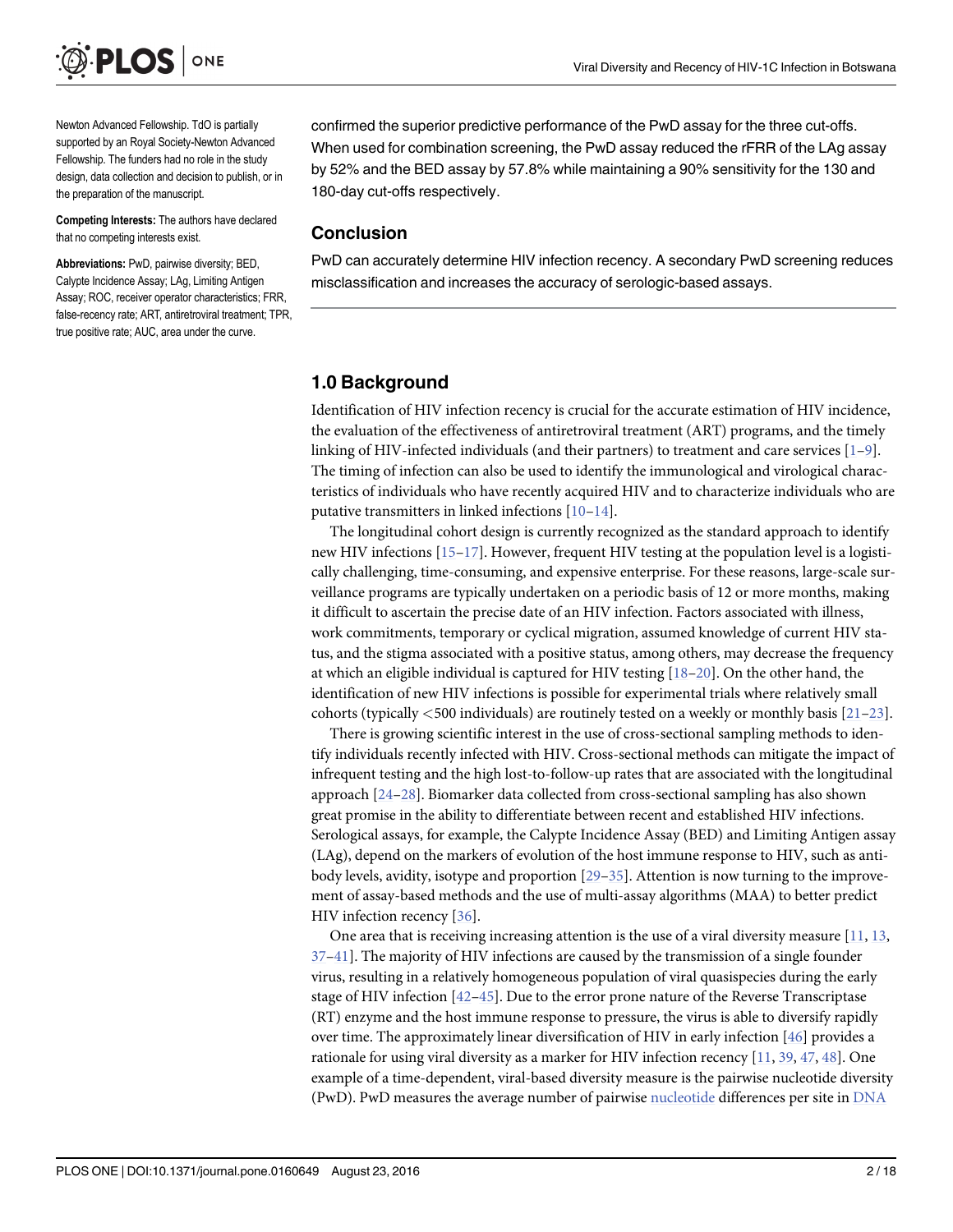Newton Advanced Fellowship. TdO is partially supported by an Royal Society-Newton Advanced Fellowship. The funders had no role in the study design, data collection and decision to publish, or in the preparation of the manuscript.

**Competing Interests:** The authors have declared that no competing interests exist.

**Abbreviations:** PwD, pairwise diversity; BED, Calypte Incidence Assay; LAg, Limiting Antigen Assay; ROC, receiver operator characteristics; FRR, false-recency rate; ART, antiretroviral treatment; TPR, true positive rate; AUC, area under the curve.

confirmed the superior predictive performance of the PwD assay for the three cut-offs. When used for combination screening, the PwD assay reduced the rFRR of the LAg assay by 52% and the BED assay by 57.8% while maintaining a 90% sensitivity for the 130 and 180-day cut-offs respectively.

## Conclusion

PwD can accurately determine HIV infection recency. A secondary PwD screening reduces misclassification and increases the accuracy of serologic-based assays.

## 1.0 Background

Identification of HIV infection recency is crucial for the accurate estimation of HIV incidence, the evaluation of the effectiveness of antiretroviral treatment (ART) programs, and the timely linking of HIV-infected individuals (and their partners) to treatment and care services [1–9]. The timing of infection can also be used to identify the immunological and virological characteristics of individuals who have recently acquired HIV and to characterize individuals who are putative transmitters in linked infections [10–14].

The longitudinal cohort design is currently recognized as the standard approach to identify new HIV infections [15–17]. However, frequent HIV testing at the population level is a logistically challenging, time-consuming, and expensive enterprise. For these reasons, large-scale surveillance programs are typically undertaken on a periodic basis of 12 or more months, making it difficult to ascertain the precise date of an HIV infection. Factors associated with illness, work commitments, temporary or cyclical migration, assumed knowledge of current HIV status, and the stigma associated with a positive status, among others, may decrease the frequency at which an eligible individual is captured for HIV testing [18–20]. On the other hand, the identification of new HIV infections is possible for experimental trials where relatively small cohorts (typically <500 individuals) are routinely tested on a weekly or monthly basis [21–23].

There is growing scientific interest in the use of cross-sectional sampling methods to identify individuals recently infected with HIV. Cross-sectional methods can mitigate the impact of infrequent testing and the high lost-to-follow-up rates that are associated with the longitudinal approach [24–28]. Biomarker data collected from cross-sectional sampling has also shown great promise in the ability to differentiate between recent and established HIV infections. Serological assays, for example, the Calypte Incidence Assay (BED) and Limiting Antigen assay (LAg), depend on the markers of evolution of the host immune response to HIV, such as antibody levels, avidity, isotype and proportion [29–35]. Attention is now turning to the improvement of assay-based methods and the use of multi-assay algorithms (MAA) to better predict HIV infection recency [36].

One area that is receiving increasing attention is the use of a viral diversity measure [11, 13, 37–41]. The majority of HIV infections are caused by the transmission of a single founder virus, resulting in a relatively homogeneous population of viral quasispecies during the early stage of HIV infection [42–45]. Due to the error prone nature of the Reverse Transcriptase (RT) enzyme and the host immune response to pressure, the virus is able to diversify rapidly over time. The approximately linear diversification of HIV in early infection [46] provides a rationale for using viral diversity as a marker for HIV infection recency [11, 39, 47, 48]. One example of a time-dependent, viral-based diversity measure is the pairwise nucleotide diversity (PwD). PwD measures the average number of pairwise nucleotide differences per site in DNA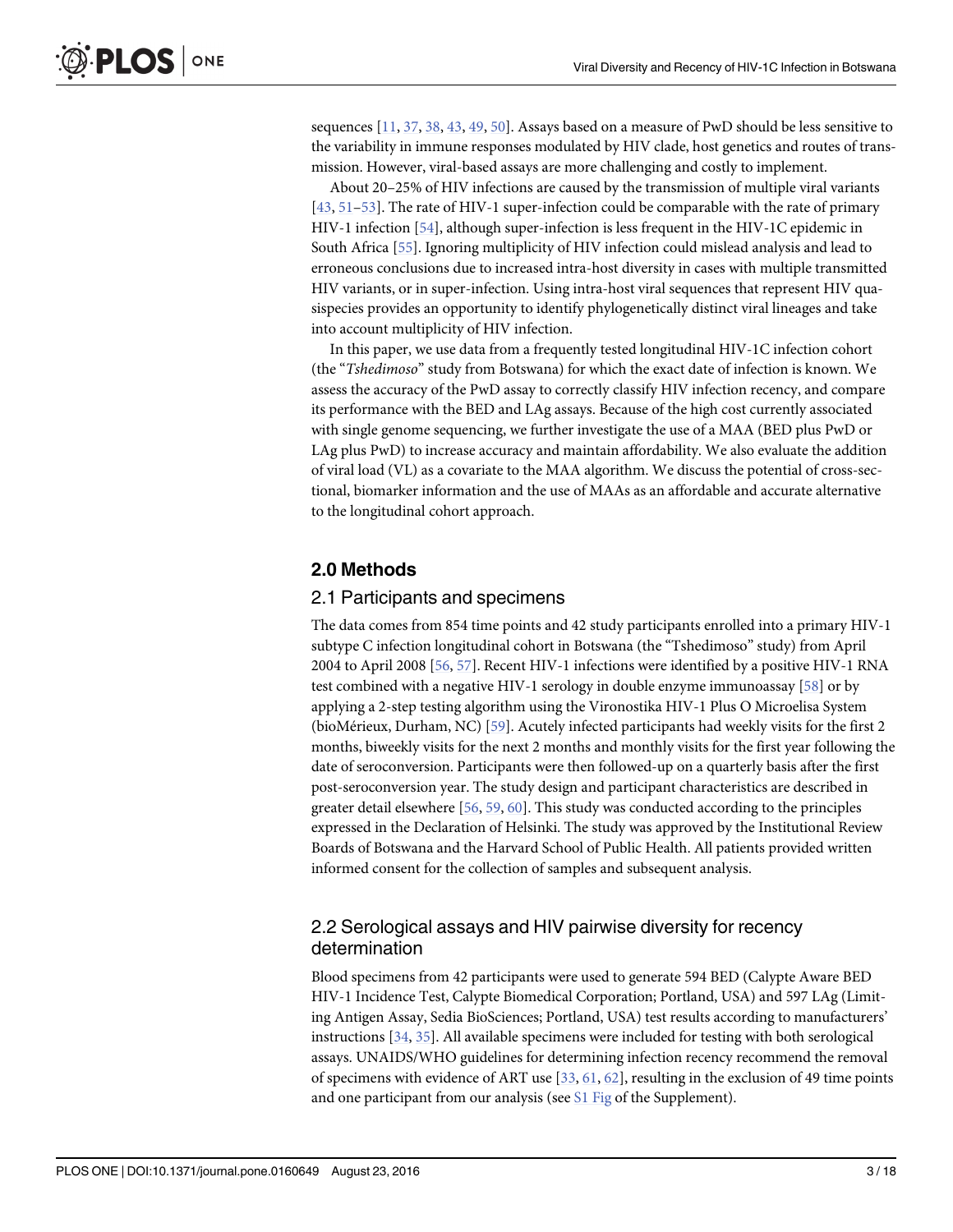sequences [11, 37, 38, 43, 49, 50]. Assays based on a measure of PwD should be less sensitive to the variability in immune responses modulated by HIV clade, host genetics and routes of transmission. However, viral-based assays are more challenging and costly to implement.

About 20–25% of HIV infections are caused by the transmission of multiple viral variants [43, 51–53]. The rate of HIV-1 super-infection could be comparable with the rate of primary HIV-1 infection [54], although super-infection is less frequent in the HIV-1C epidemic in South Africa [55]. Ignoring multiplicity of HIV infection could mislead analysis and lead to erroneous conclusions due to increased intra-host diversity in cases with multiple transmitted HIV variants, or in super-infection. Using intra-host viral sequences that represent HIV quasispecies provides an opportunity to identify phylogenetically distinct viral lineages and take into account multiplicity of HIV infection.

In this paper, we use data from a frequently tested longitudinal HIV-1C infection cohort (the "*Tshedimoso*" study from Botswana) for which the exact date of infection is known. We assess the accuracy of the PwD assay to correctly classify HIV infection recency, and compare its performance with the BED and LAg assays. Because of the high cost currently associated with single genome sequencing, we further investigate the use of a MAA (BED plus PwD or LAg plus PwD) to increase accuracy and maintain affordability. We also evaluate the addition of viral load (VL) as a covariate to the MAA algorithm. We discuss the potential of cross-sectional, biomarker information and the use of MAAs as an affordable and accurate alternative to the longitudinal cohort approach.

## 2.0 Methods

### 2.1 Participants and specimens

The data comes from 854 time points and 42 study participants enrolled into a primary HIV-1 subtype C infection longitudinal cohort in Botswana (the "Tshedimoso" study) from April 2004 to April 2008 [56, 57]. Recent HIV-1 infections were identified by a positive HIV-1 RNA test combined with a negative HIV-1 serology in double enzyme immunoassay [58] or by applying a 2-step testing algorithm using the Vironostika HIV-1 Plus O Microelisa System (bioMérieux, Durham, NC) [59]. Acutely infected participants had weekly visits for the first 2 months, biweekly visits for the next 2 months and monthly visits for the first year following the date of seroconversion. Participants were then followed-up on a quarterly basis after the first post-seroconversion year. The study design and participant characteristics are described in greater detail elsewhere [56, 59, 60]. This study was conducted according to the principles expressed in the Declaration of Helsinki. The study was approved by the Institutional Review Boards of Botswana and the Harvard School of Public Health. All patients provided written informed consent for the collection of samples and subsequent analysis.

### 2.2 Serological assays and HIV pairwise diversity for recency determination

Blood specimens from 42 participants were used to generate 594 BED (Calypte Aware BED HIV-1 Incidence Test, Calypte Biomedical Corporation; Portland, USA) and 597 LAg (Limiting Antigen Assay, Sedia BioSciences; Portland, USA) test results according to manufacturers' instructions [34, 35]. All available specimens were included for testing with both serological assays. UNAIDS/WHO guidelines for determining infection recency recommend the removal of specimens with evidence of ART use [33, 61, 62], resulting in the exclusion of 49 time points and one participant from our analysis (see S1 Fig of the Supplement).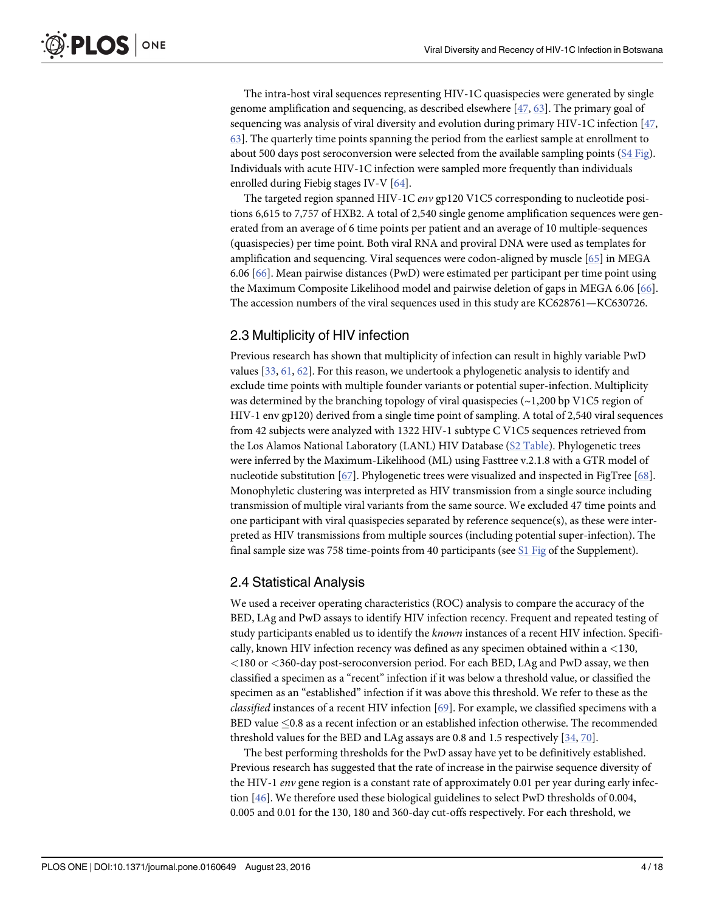The intra-host viral sequences representing HIV-1C quasispecies were generated by single genome amplification and sequencing, as described elsewhere [47, 63]. The primary goal of sequencing was analysis of viral diversity and evolution during primary HIV-1C infection [47, 63]. The quarterly time points spanning the period from the earliest sample at enrollment to about 500 days post seroconversion were selected from the available sampling points (S4 Fig). Individuals with acute HIV-1C infection were sampled more frequently than individuals enrolled during Fiebig stages IV-V [64].

The targeted region spanned HIV-1C *env* gp120 V1C5 corresponding to nucleotide positions 6,615 to 7,757 of HXB2. A total of 2,540 single genome amplification sequences were generated from an average of 6 time points per patient and an average of 10 multiple-sequences (quasispecies) per time point. Both viral RNA and proviral DNA were used as templates for amplification and sequencing. Viral sequences were codon-aligned by muscle [65] in MEGA 6.06 [66]. Mean pairwise distances (PwD) were estimated per participant per time point using the Maximum Composite Likelihood model and pairwise deletion of gaps in MEGA 6.06 [66]. The accession numbers of the viral sequences used in this study are KC628761—KC630726.

## 2.3 Multiplicity of HIV infection

Previous research has shown that multiplicity of infection can result in highly variable PwD values [33, 61, 62]. For this reason, we undertook a phylogenetic analysis to identify and exclude time points with multiple founder variants or potential super-infection. Multiplicity was determined by the branching topology of viral quasispecies (~1,200 bp V1C5 region of HIV-1 env gp120) derived from a single time point of sampling. A total of 2,540 viral sequences from 42 subjects were analyzed with 1322 HIV-1 subtype C V1C5 sequences retrieved from the Los Alamos National Laboratory (LANL) HIV Database (S2 Table). Phylogenetic trees were inferred by the Maximum-Likelihood (ML) using Fasttree v.2.1.8 with a GTR model of nucleotide substitution [67]. Phylogenetic trees were visualized and inspected in FigTree [68]. Monophyletic clustering was interpreted as HIV transmission from a single source including transmission of multiple viral variants from the same source. We excluded 47 time points and one participant with viral quasispecies separated by reference sequence(s), as these were interpreted as HIV transmissions from multiple sources (including potential super-infection). The final sample size was 758 time-points from 40 participants (see S1 Fig of the Supplement).

## 2.4 Statistical Analysis

We used a receiver operating characteristics (ROC) analysis to compare the accuracy of the BED, LAg and PwD assays to identify HIV infection recency. Frequent and repeated testing of study participants enabled us to identify the *known* instances of a recent HIV infection. Specifically, known HIV infection recency was defined as any specimen obtained within a <130, <180 or <360-day post-seroconversion period. For each BED, LAg and PwD assay, we then classified a specimen as a "recent" infection if it was below a threshold value, or classified the specimen as an "established" infection if it was above this threshold. We refer to these as the *classified* instances of a recent HIV infection [69]. For example, we classified specimens with a BED value ≤0.8 as a recent infection or an established infection otherwise. The recommended threshold values for the BED and LAg assays are 0.8 and 1.5 respectively [34, 70].

The best performing thresholds for the PwD assay have yet to be definitively established. Previous research has suggested that the rate of increase in the pairwise sequence diversity of the HIV-1 *env* gene region is a constant rate of approximately 0.01 per year during early infection [46]. We therefore used these biological guidelines to select PwD thresholds of 0.004, 0.005 and 0.01 for the 130, 180 and 360-day cut-offs respectively. For each threshold, we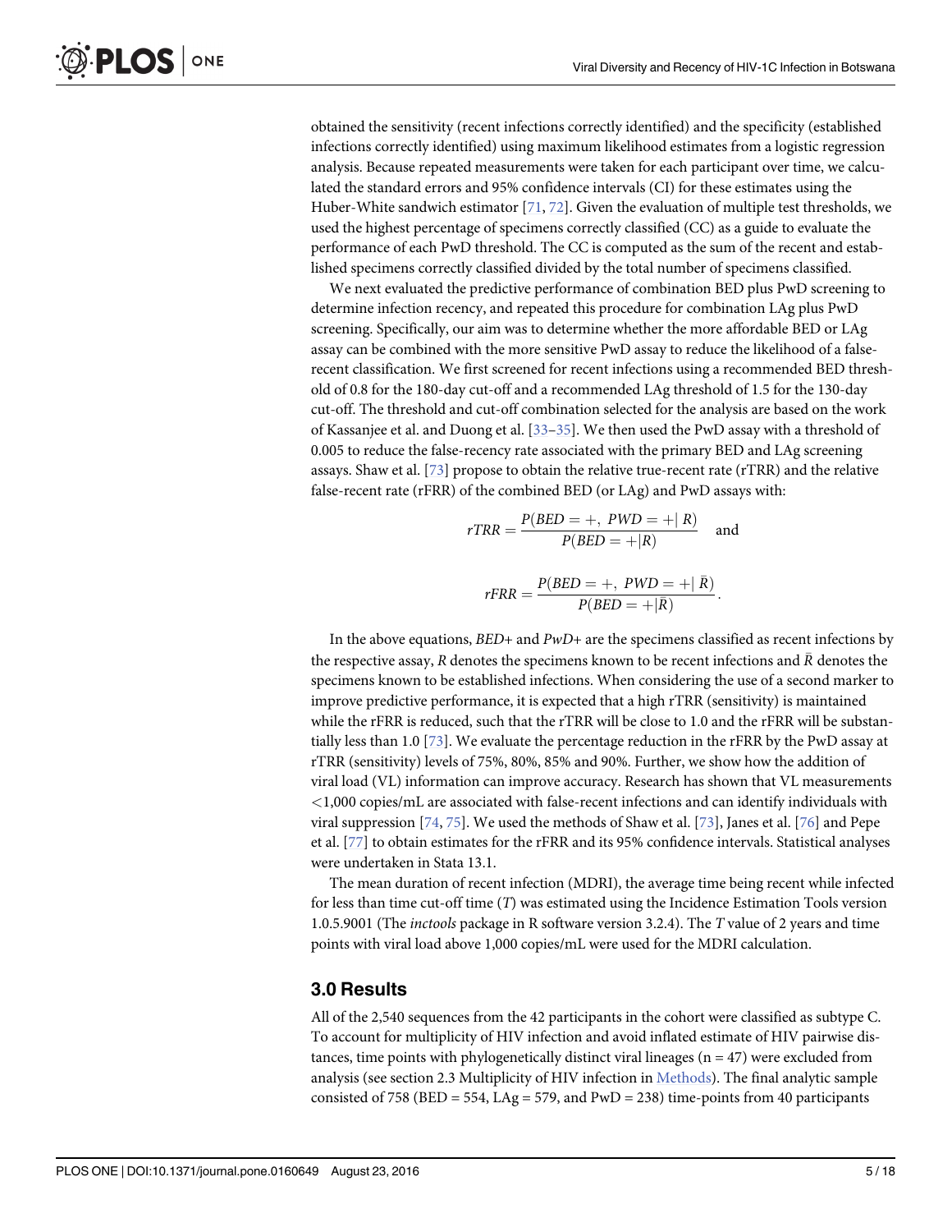obtained the sensitivity (recent infections correctly identified) and the specificity (established infections correctly identified) using maximum likelihood estimates from a logistic regression analysis. Because repeated measurements were taken for each participant over time, we calculated the standard errors and 95% confidence intervals (CI) for these estimates using the Huber-White sandwich estimator [71, 72]. Given the evaluation of multiple test thresholds, we used the highest percentage of specimens correctly classified (CC) as a guide to evaluate the performance of each PwD threshold. The CC is computed as the sum of the recent and established specimens correctly classified divided by the total number of specimens classified.

We next evaluated the predictive performance of combination BED plus PwD screening to determine infection recency, and repeated this procedure for combination LAg plus PwD screening. Specifically, our aim was to determine whether the more affordable BED or LAg assay can be combined with the more sensitive PwD assay to reduce the likelihood of a false-recent classification. We first screened for recent infections using a recommended BED threshold of 0.8 for the 180-day cut-off and a recommended LAg threshold of 1.5 for the 130-day cut-off. The threshold and cut-off combination selected for the analysis are based on the work of Kassanjee et al. and Duong et al. [33–35]. We then used the PwD assay with a threshold of 0.005 to reduce the false-recency rate associated with the primary BED and LAg screening assays. Shaw et al. [73] propose to obtain the relative true-recent rate (rTRR) and the relative false-recent rate (rFRR) of the combined BED (or LAg) and PwD assays with:

$$rTRR = \frac{P(BED = +,\ PWD = +|\ R)}{P(BED = +|R)} \quad \text{and}$$

$$rFRR = \frac{P(BED = +,\ PWD = +|\ \bar{R})}{P(BED = +|\bar{R})}.$$

In the above equations, *BED+* and *PwD+* are the specimens classified as recent infections by the respective assay, $R$ denotes the specimens known to be recent infections and $\bar{R}$ denotes the specimens known to be established infections. When considering the use of a second marker to improve predictive performance, it is expected that a high rTRR (sensitivity) is maintained while the rFRR is reduced, such that the rTRR will be close to 1.0 and the rFRR will be substantially less than 1.0 [73]. We evaluate the percentage reduction in the rFRR by the PwD assay at rTRR (sensitivity) levels of 75%, 80%, 85% and 90%. Further, we show how the addition of viral load (VL) information can improve accuracy. Research has shown that VL measurements <1,000 copies/mL are associated with false-recent infections and can identify individuals with viral suppression [74, 75]. We used the methods of Shaw et al. [73], Janes et al. [76] and Pepe et al. [77] to obtain estimates for the rFRR and its 95% confidence intervals. Statistical analyses were undertaken in Stata 13.1.

The mean duration of recent infection (MDRI), the average time being recent while infected for less than time cut-off time ($T$) was estimated using the Incidence Estimation Tools version 1.0.5.9001 (The *inctools* package in R software version 3.2.4). The $T$ value of 2 years and time points with viral load above 1,000 copies/mL were used for the MDRI calculation.

## 3.0 Results

All of the 2,540 sequences from the 42 participants in the cohort were classified as subtype C. To account for multiplicity of HIV infection and avoid inflated estimate of HIV pairwise distances, time points with phylogenetically distinct viral lineages (n = 47) were excluded from analysis (see section 2.3 Multiplicity of HIV infection in Methods). The final analytic sample consisted of 758 (BED = 554, LAg = 579, and PwD = 238) time-points from 40 participants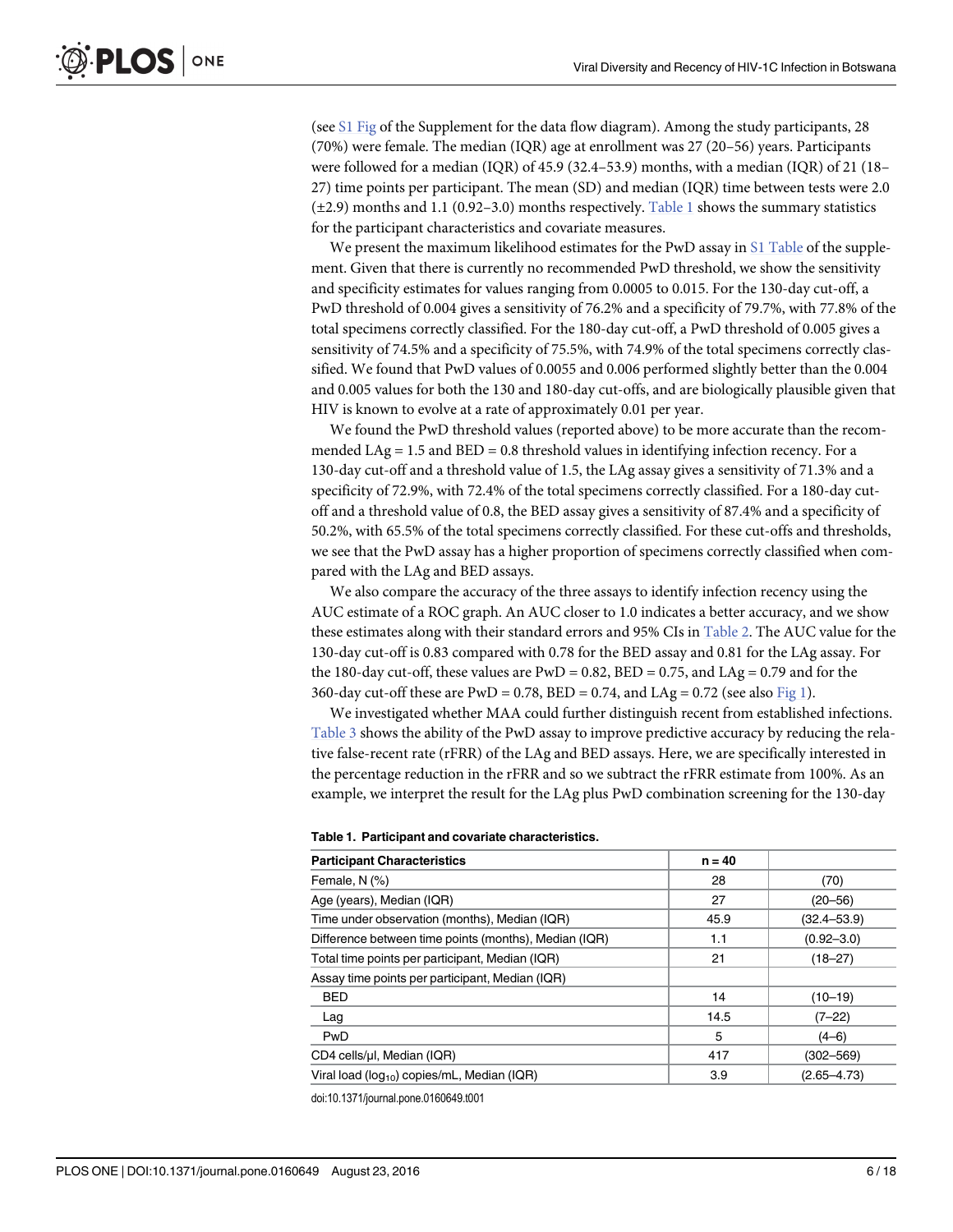(see S1 Fig of the Supplement for the data flow diagram). Among the study participants, 28 (70%) were female. The median (IQR) age at enrollment was 27 (20–56) years. Participants were followed for a median (IQR) of 45.9 (32.4–53.9) months, with a median (IQR) of 21 (18–27) time points per participant. The mean (SD) and median (IQR) time between tests were 2.0 (±2.9) months and 1.1 (0.92–3.0) months respectively. Table 1 shows the summary statistics for the participant characteristics and covariate measures.

We present the maximum likelihood estimates for the PwD assay in S1 Table of the supplement. Given that there is currently no recommended PwD threshold, we show the sensitivity and specificity estimates for values ranging from 0.0005 to 0.015. For the 130-day cut-off, a PwD threshold of 0.004 gives a sensitivity of 76.2% and a specificity of 79.7%, with 77.8% of the total specimens correctly classified. For the 180-day cut-off, a PwD threshold of 0.005 gives a sensitivity of 74.5% and a specificity of 75.5%, with 74.9% of the total specimens correctly classified. We found that PwD values of 0.0055 and 0.006 performed slightly better than the 0.004 and 0.005 values for both the 130 and 180-day cut-offs, and are biologically plausible given that HIV is known to evolve at a rate of approximately 0.01 per year.

We found the PwD threshold values (reported above) to be more accurate than the recommended LAg = 1.5 and BED = 0.8 threshold values in identifying infection recency. For a 130-day cut-off and a threshold value of 1.5, the LAg assay gives a sensitivity of 71.3% and a specificity of 72.9%, with 72.4% of the total specimens correctly classified. For a 180-day cut-off and a threshold value of 0.8, the BED assay gives a sensitivity of 87.4% and a specificity of 50.2%, with 65.5% of the total specimens correctly classified. For these cut-offs and thresholds, we see that the PwD assay has a higher proportion of specimens correctly classified when compared with the LAg and BED assays.

We also compare the accuracy of the three assays to identify infection recency using the AUC estimate of a ROC graph. An AUC closer to 1.0 indicates a better accuracy, and we show these estimates along with their standard errors and 95% CIs in Table 2. The AUC value for the 130-day cut-off is 0.83 compared with 0.78 for the BED assay and 0.81 for the LAg assay. For the 180-day cut-off, these values are PwD = 0.82, BED = 0.75, and LAg = 0.79 and for the 360-day cut-off these are PwD = 0.78, BED = 0.74, and LAg = 0.72 (see also Fig 1).

We investigated whether MAA could further distinguish recent from established infections. Table 3 shows the ability of the PwD assay to improve predictive accuracy by reducing the relative false-recent rate (rFRR) of the LAg and BED assays. Here, we are specifically interested in the percentage reduction in the rFRR and so we subtract the rFRR estimate from 100%. As an example, we interpret the result for the LAg plus PwD combination screening for the 130-day

**Table 1. Participant and covariate characteristics.**

| Participant Characteristics | n = 40 | |
|---|---|---|
| Female, N (%) | 28 | (70) |
| Age (years), Median (IQR) | 27 | (20–56) |
| Time under observation (months), Median (IQR) | 45.9 | (32.4–53.9) |
| Difference between time points (months), Median (IQR) | 1.1 | (0.92–3.0) |
| Total time points per participant, Median (IQR) | 21 | (18–27) |
| Assay time points per participant, Median (IQR) | | |
| BED | 14 | (10–19) |
| Lag | 14.5 | (7–22) |
| PwD | 5 | (4–6) |
| CD4 cells/μl, Median (IQR) | 417 | (302–569) |
| Viral load ($log_{10}$) copies/mL, Median (IQR) | 3.9 | (2.65–4.73) |

doi:10.1371/journal.pone.0160649.t001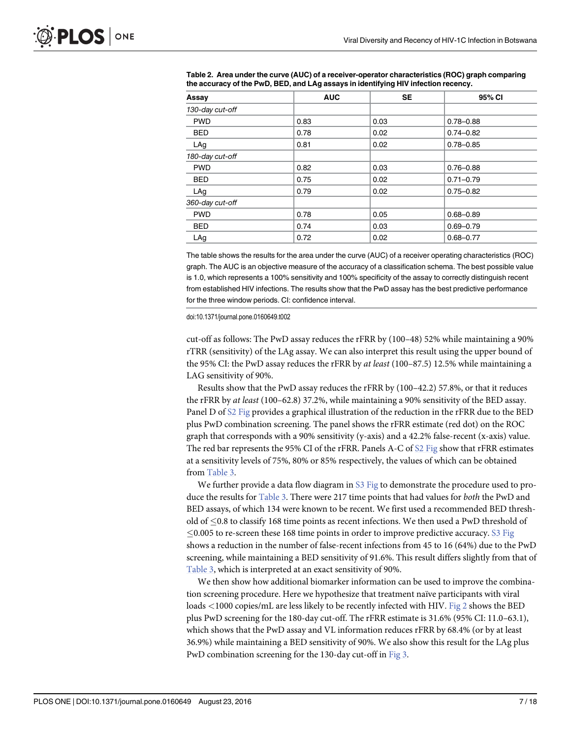**Table 2. Area under the curve (AUC) of a receiver-operator characteristics (ROC) graph comparing the accuracy of the PwD, BED, and LAg assays in identifying HIV infection recency.**

| Assay | AUC | SE | 95% CI |
|---|---|---|---|
| *130-day cut-off* | | | |
| PWD | 0.83 | 0.03 | 0.78–0.88 |
| BED | 0.78 | 0.02 | 0.74–0.82 |
| LAg | 0.81 | 0.02 | 0.78–0.85 |
| *180-day cut-off* | | | |
| PWD | 0.82 | 0.03 | 0.76–0.88 |
| BED | 0.75 | 0.02 | 0.71–0.79 |
| LAg | 0.79 | 0.02 | 0.75–0.82 |
| *360-day cut-off* | | | |
| PWD | 0.78 | 0.05 | 0.68–0.89 |
| BED | 0.74 | 0.03 | 0.69–0.79 |
| LAg | 0.72 | 0.02 | 0.68–0.77 |

The table shows the results for the area under the curve (AUC) of a receiver operating characteristics (ROC) graph. The AUC is an objective measure of the accuracy of a classification schema. The best possible value is 1.0, which represents a 100% sensitivity and 100% specificity of the assay to correctly distinguish recent from established HIV infections. The results show that the PwD assay has the best predictive performance for the three window periods. CI: confidence interval.

doi:10.1371/journal.pone.0160649.t002

cut-off as follows: The PwD assay reduces the rFRR by (100–48) 52% while maintaining a 90% rTRR (sensitivity) of the LAg assay. We can also interpret this result using the upper bound of the 95% CI: the PwD assay reduces the rFRR by *at least* (100–87.5) 12.5% while maintaining a LAG sensitivity of 90%.

Results show that the PwD assay reduces the rFRR by (100–42.2) 57.8%, or that it reduces the rFRR by *at least* (100–62.8) 37.2%, while maintaining a 90% sensitivity of the BED assay. Panel D of S2 Fig provides a graphical illustration of the reduction in the rFRR due to the BED plus PwD combination screening. The panel shows the rFRR estimate (red dot) on the ROC graph that corresponds with a 90% sensitivity (y-axis) and a 42.2% false-recent (x-axis) value. The red bar represents the 95% CI of the rFRR. Panels A-C of S2 Fig show that rFRR estimates at a sensitivity levels of 75%, 80% or 85% respectively, the values of which can be obtained from Table 3.

We further provide a data flow diagram in S3 Fig to demonstrate the procedure used to produce the results for Table 3. There were 217 time points that had values for *both* the PwD and BED assays, of which 134 were known to be recent. We first used a recommended BED threshold of $\leq$0.8 to classify 168 time points as recent infections. We then used a PwD threshold of $\leq$0.005 to re-screen these 168 time points in order to improve predictive accuracy. S3 Fig shows a reduction in the number of false-recent infections from 45 to 16 (64%) due to the PwD screening, while maintaining a BED sensitivity of 91.6%. This result differs slightly from that of Table 3, which is interpreted at an exact sensitivity of 90%.

We then show how additional biomarker information can be used to improve the combination screening procedure. Here we hypothesize that treatment naïve participants with viral loads <1000 copies/mL are less likely to be recently infected with HIV. Fig 2 shows the BED plus PwD screening for the 180-day cut-off. The rFRR estimate is 31.6% (95% CI: 11.0–63.1), which shows that the PwD assay and VL information reduces rFRR by 68.4% (or by at least 36.9%) while maintaining a BED sensitivity of 90%. We also show this result for the LAg plus PwD combination screening for the 130-day cut-off in Fig 3.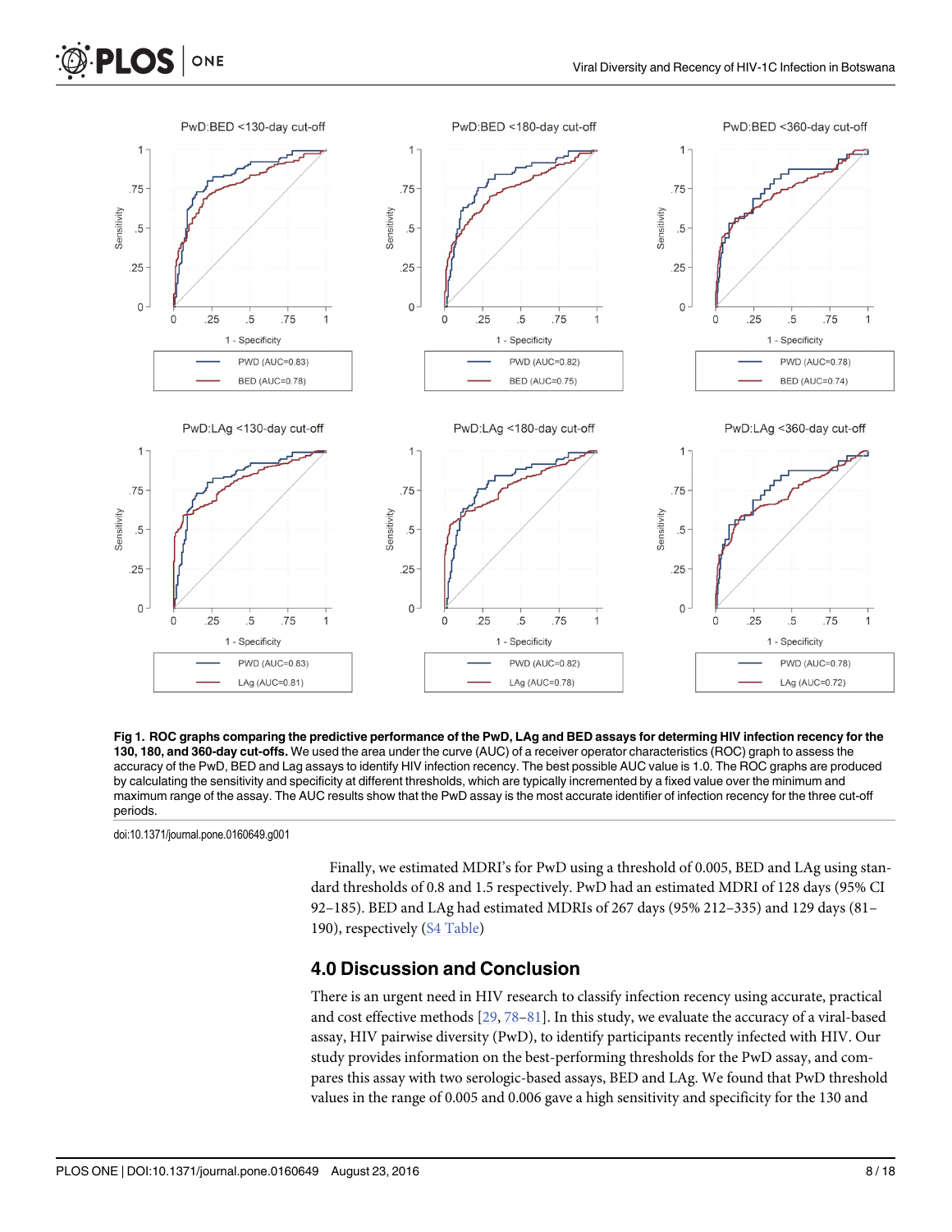**Fig 1. ROC graphs comparing the predictive performance of the PwD, LAg and BED assays for determing HIV infection recency for the 130, 180, and 360-day cut-offs.** We used the area under the curve (AUC) of a receiver operator characteristics (ROC) graph to assess the accuracy of the PwD, BED and Lag assays to identify HIV infection recency. The best possible AUC value is 1.0. The ROC graphs are produced by calculating the sensitivity and specificity at different thresholds, which are typically incremented by a fixed value over the minimum and maximum range of the assay. The AUC results show that the PwD assay is the most accurate identifier of infection recency for the three cut-off periods.

doi:10.1371/journal.pone.0160649.g001

Finally, we estimated MDRI's for PwD using a threshold of 0.005, BED and LAg using standard thresholds of 0.8 and 1.5 respectively. PwD had an estimated MDRI of 128 days (95% CI 92–185). BED and LAg had estimated MDRIs of 267 days (95% 212–335) and 129 days (81–190), respectively (S4 Table)

## 4.0 Discussion and Conclusion

There is an urgent need in HIV research to classify infection recency using accurate, practical and cost effective methods [29, 78–81]. In this study, we evaluate the accuracy of a viral-based assay, HIV pairwise diversity (PwD), to identify participants recently infected with HIV. Our study provides information on the best-performing thresholds for the PwD assay, and compares this assay with two serologic-based assays, BED and LAg. We found that PwD threshold values in the range of 0.005 and 0.006 gave a high sensitivity and specificity for the 130 and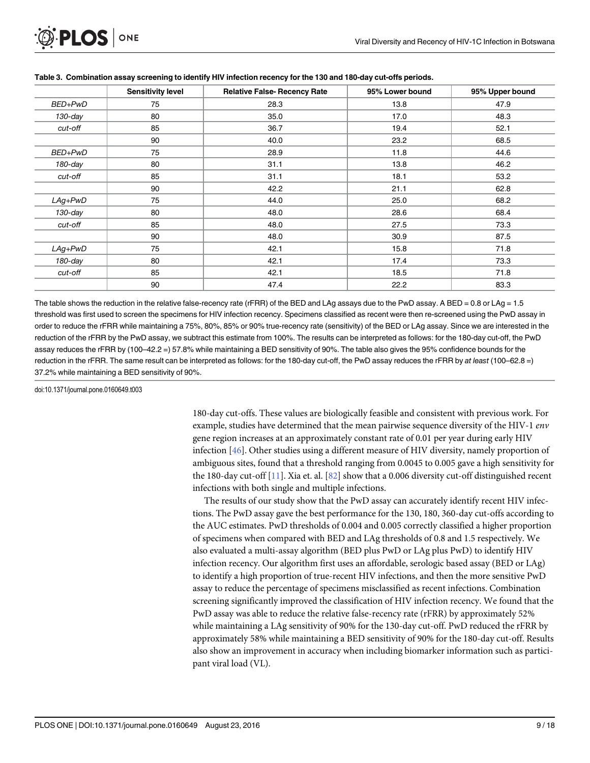**Table 3. Combination assay screening to identify HIV infection recency for the 130 and 180-day cut-offs periods.**

| | Sensitivity level | Relative False- Recency Rate | 95% Lower bound | 95% Upper bound |
|---|---|---|---|---|
| *BED+PwD* | 75 | 28.3 | 13.8 | 47.9 |
| *130-day* | 80 | 35.0 | 17.0 | 48.3 |
| *cut-off* | 85 | 36.7 | 19.4 | 52.1 |
| | 90 | 40.0 | 23.2 | 68.5 |
| *BED+PwD* | 75 | 28.9 | 11.8 | 44.6 |
| *180-day* | 80 | 31.1 | 13.8 | 46.2 |
| *cut-off* | 85 | 31.1 | 18.1 | 53.2 |
| | 90 | 42.2 | 21.1 | 62.8 |
| *LAg+PwD* | 75 | 44.0 | 25.0 | 68.2 |
| *130-day* | 80 | 48.0 | 28.6 | 68.4 |
| *cut-off* | 85 | 48.0 | 27.5 | 73.3 |
| | 90 | 48.0 | 30.9 | 87.5 |
| *LAg+PwD* | 75 | 42.1 | 15.8 | 71.8 |
| *180-day* | 80 | 42.1 | 17.4 | 73.3 |
| *cut-off* | 85 | 42.1 | 18.5 | 71.8 |
| | 90 | 47.4 | 22.2 | 83.3 |

The table shows the reduction in the relative false-recency rate (rFRR) of the BED and LAg assays due to the PwD assay. A BED = 0.8 or LAg = 1.5 threshold was first used to screen the specimens for HIV infection recency. Specimens classified as recent were then re-screened using the PwD assay in order to reduce the rFRR while maintaining a 75%, 80%, 85% or 90% true-recency rate (sensitivity) of the BED or LAg assay. Since we are interested in the reduction of the rFRR by the PwD assay, we subtract this estimate from 100%. The results can be interpreted as follows: for the 180-day cut-off, the PwD assay reduces the rFRR by (100–42.2 =) 57.8% while maintaining a BED sensitivity of 90%. The table also gives the 95% confidence bounds for the reduction in the rFRR. The same result can be interpreted as follows: for the 180-day cut-off, the PwD assay reduces the rFRR by *at least* (100–62.8 =) 37.2% while maintaining a BED sensitivity of 90%.

doi:10.1371/journal.pone.0160649.t003

180-day cut-offs. These values are biologically feasible and consistent with previous work. For example, studies have determined that the mean pairwise sequence diversity of the HIV-1 *env* gene region increases at an approximately constant rate of 0.01 per year during early HIV infection [46]. Other studies using a different measure of HIV diversity, namely proportion of ambiguous sites, found that a threshold ranging from 0.0045 to 0.005 gave a high sensitivity for the 180-day cut-off [11]. Xia et. al. [82] show that a 0.006 diversity cut-off distinguished recent infections with both single and multiple infections.

The results of our study show that the PwD assay can accurately identify recent HIV infections. The PwD assay gave the best performance for the 130, 180, 360-day cut-offs according to the AUC estimates. PwD thresholds of 0.004 and 0.005 correctly classified a higher proportion of specimens when compared with BED and LAg thresholds of 0.8 and 1.5 respectively. We also evaluated a multi-assay algorithm (BED plus PwD or LAg plus PwD) to identify HIV infection recency. Our algorithm first uses an affordable, serologic based assay (BED or LAg) to identify a high proportion of true-recent HIV infections, and then the more sensitive PwD assay to reduce the percentage of specimens misclassified as recent infections. Combination screening significantly improved the classification of HIV infection recency. We found that the PwD assay was able to reduce the relative false-recency rate (rFRR) by approximately 52% while maintaining a LAg sensitivity of 90% for the 130-day cut-off. PwD reduced the rFRR by approximately 58% while maintaining a BED sensitivity of 90% for the 180-day cut-off. Results also show an improvement in accuracy when including biomarker information such as participant viral load (VL).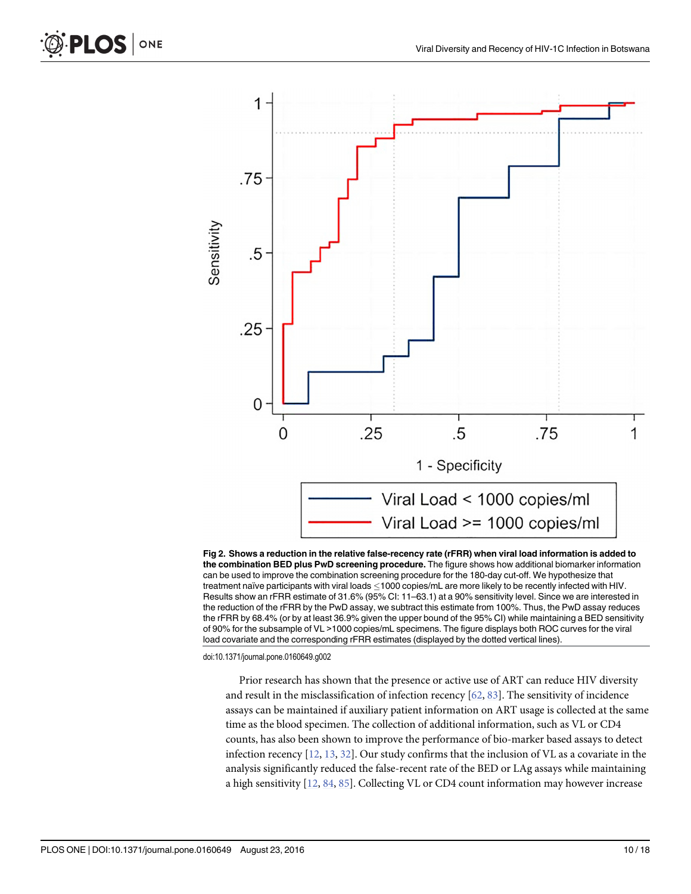**Fig 2. Shows a reduction in the relative false-recency rate (rFRR) when viral load information is added to the combination BED plus PwD screening procedure.** The figure shows how additional biomarker information can be used to improve the combination screening procedure for the 180-day cut-off. We hypothesize that treatment naïve participants with viral loads ≤1000 copies/mL are more likely to be recently infected with HIV. Results show an rFRR estimate of 31.6% (95% CI: 11–63.1) at a 90% sensitivity level. Since we are interested in the reduction of the rFRR by the PwD assay, we subtract this estimate from 100%. Thus, the PwD assay reduces the rFRR by 68.4% (or by at least 36.9% given the upper bound of the 95% CI) while maintaining a BED sensitivity of 90% for the subsample of VL >1000 copies/mL specimens. The figure displays both ROC curves for the viral load covariate and the corresponding rFRR estimates (displayed by the dotted vertical lines).

doi:10.1371/journal.pone.0160649.g002

Prior research has shown that the presence or active use of ART can reduce HIV diversity and result in the misclassification of infection recency [62, 83]. The sensitivity of incidence assays can be maintained if auxiliary patient information on ART usage is collected at the same time as the blood specimen. The collection of additional information, such as VL or CD4 counts, has also been shown to improve the performance of bio-marker based assays to detect infection recency [12, 13, 32]. Our study confirms that the inclusion of VL as a covariate in the analysis significantly reduced the false-recent rate of the BED or LAg assays while maintaining a high sensitivity [12, 84, 85]. Collecting VL or CD4 count information may however increase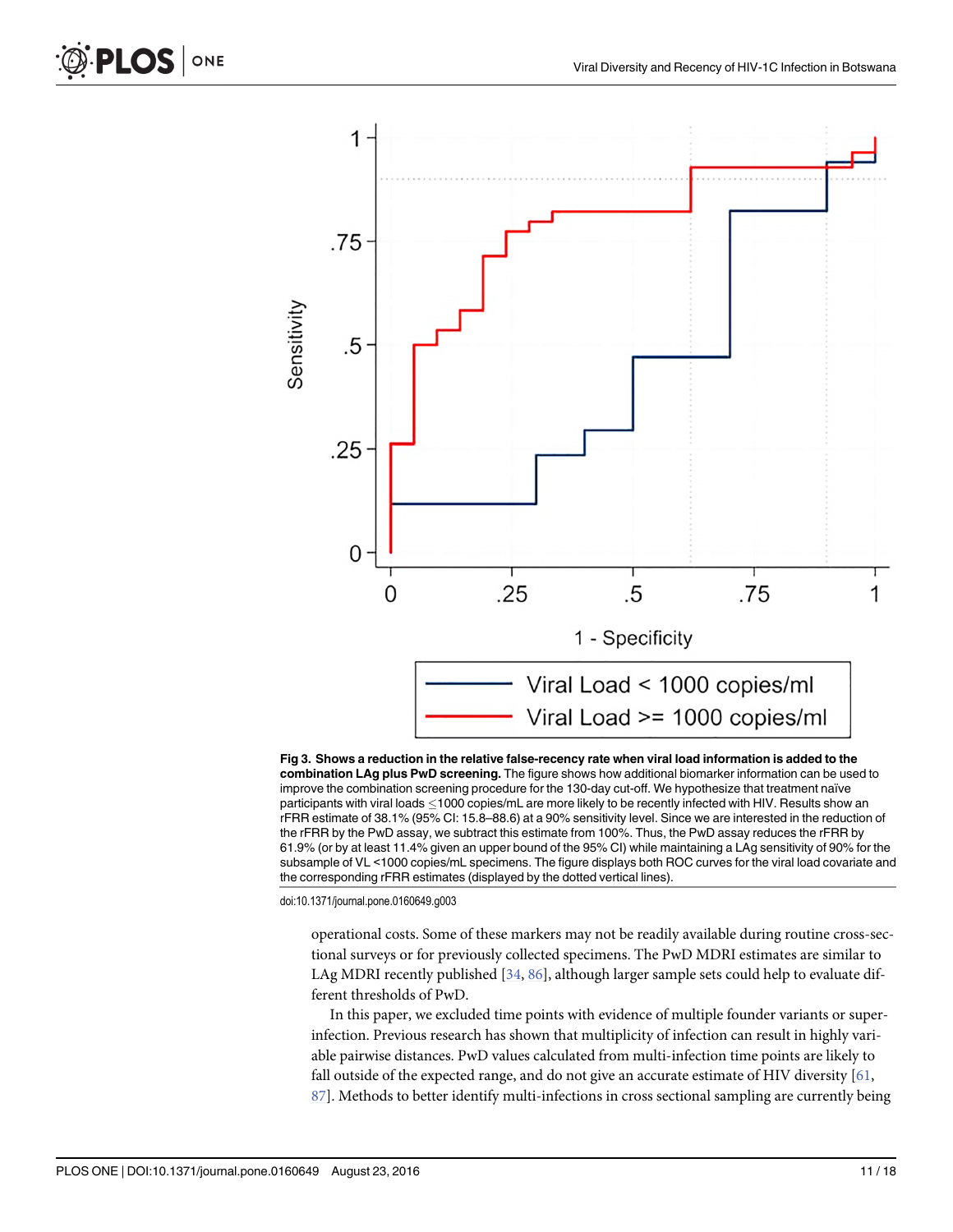**Fig 3. Shows a reduction in the relative false-recency rate when viral load information is added to the combination LAg plus PwD screening.** The figure shows how additional biomarker information can be used to improve the combination screening procedure for the 130-day cut-off. We hypothesize that treatment naïve participants with viral loads ≤1000 copies/mL are more likely to be recently infected with HIV. Results show an rFRR estimate of 38.1% (95% CI: 15.8–88.6) at a 90% sensitivity level. Since we are interested in the reduction of the rFRR by the PwD assay, we subtract this estimate from 100%. Thus, the PwD assay reduces the rFRR by 61.9% (or by at least 11.4% given an upper bound of the 95% CI) while maintaining a LAg sensitivity of 90% for the subsample of VL <1000 copies/mL specimens. The figure displays both ROC curves for the viral load covariate and the corresponding rFRR estimates (displayed by the dotted vertical lines).

doi:10.1371/journal.pone.0160649.g003

operational costs. Some of these markers may not be readily available during routine cross-sectional surveys or for previously collected specimens. The PwD MDRI estimates are similar to LAg MDRI recently published [34, 86], although larger sample sets could help to evaluate different thresholds of PwD.

In this paper, we excluded time points with evidence of multiple founder variants or superinfection. Previous research has shown that multiplicity of infection can result in highly variable pairwise distances. PwD values calculated from multi-infection time points are likely to fall outside of the expected range, and do not give an accurate estimate of HIV diversity [61, 87]. Methods to better identify multi-infections in cross sectional sampling are currently being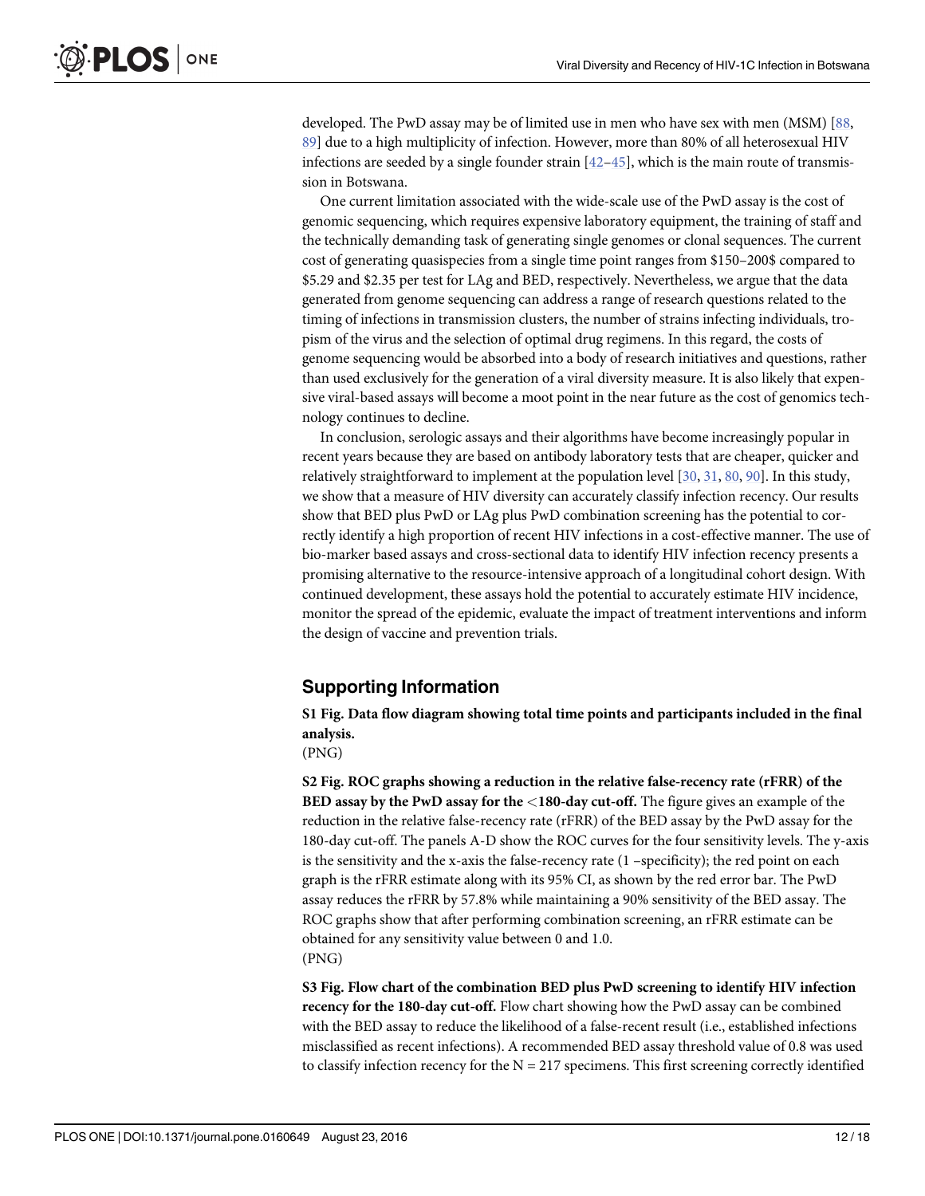developed. The PwD assay may be of limited use in men who have sex with men (MSM) [88, 89] due to a high multiplicity of infection. However, more than 80% of all heterosexual HIV infections are seeded by a single founder strain [42–45], which is the main route of transmission in Botswana.

One current limitation associated with the wide-scale use of the PwD assay is the cost of genomic sequencing, which requires expensive laboratory equipment, the training of staff and the technically demanding task of generating single genomes or clonal sequences. The current cost of generating quasispecies from a single time point ranges from $150–200$ compared to $5.29 and $2.35 per test for LAg and BED, respectively. Nevertheless, we argue that the data generated from genome sequencing can address a range of research questions related to the timing of infections in transmission clusters, the number of strains infecting individuals, tropism of the virus and the selection of optimal drug regimens. In this regard, the costs of genome sequencing would be absorbed into a body of research initiatives and questions, rather than used exclusively for the generation of a viral diversity measure. It is also likely that expensive viral-based assays will become a moot point in the near future as the cost of genomics technology continues to decline.

In conclusion, serologic assays and their algorithms have become increasingly popular in recent years because they are based on antibody laboratory tests that are cheaper, quicker and relatively straightforward to implement at the population level [30, 31, 80, 90]. In this study, we show that a measure of HIV diversity can accurately classify infection recency. Our results show that BED plus PwD or LAg plus PwD combination screening has the potential to correctly identify a high proportion of recent HIV infections in a cost-effective manner. The use of bio-marker based assays and cross-sectional data to identify HIV infection recency presents a promising alternative to the resource-intensive approach of a longitudinal cohort design. With continued development, these assays hold the potential to accurately estimate HIV incidence, monitor the spread of the epidemic, evaluate the impact of treatment interventions and inform the design of vaccine and prevention trials.

## Supporting Information

**S1 Fig. Data flow diagram showing total time points and participants included in the final analysis.**
(PNG)

**S2 Fig. ROC graphs showing a reduction in the relative false-recency rate (rFRR) of the BED assay by the PwD assay for the <180-day cut-off.** The figure gives an example of the reduction in the relative false-recency rate (rFRR) of the BED assay by the PwD assay for the 180-day cut-off. The panels A-D show the ROC curves for the four sensitivity levels. The y-axis is the sensitivity and the x-axis the false-recency rate (1 –specificity); the red point on each graph is the rFRR estimate along with its 95% CI, as shown by the red error bar. The PwD assay reduces the rFRR by 57.8% while maintaining a 90% sensitivity of the BED assay. The ROC graphs show that after performing combination screening, an rFRR estimate can be obtained for any sensitivity value between 0 and 1.0.
(PNG)

**S3 Fig. Flow chart of the combination BED plus PwD screening to identify HIV infection recency for the 180-day cut-off.** Flow chart showing how the PwD assay can be combined with the BED assay to reduce the likelihood of a false-recent result (i.e., established infections misclassified as recent infections). A recommended BED assay threshold value of 0.8 was used to classify infection recency for the N = 217 specimens. This first screening correctly identified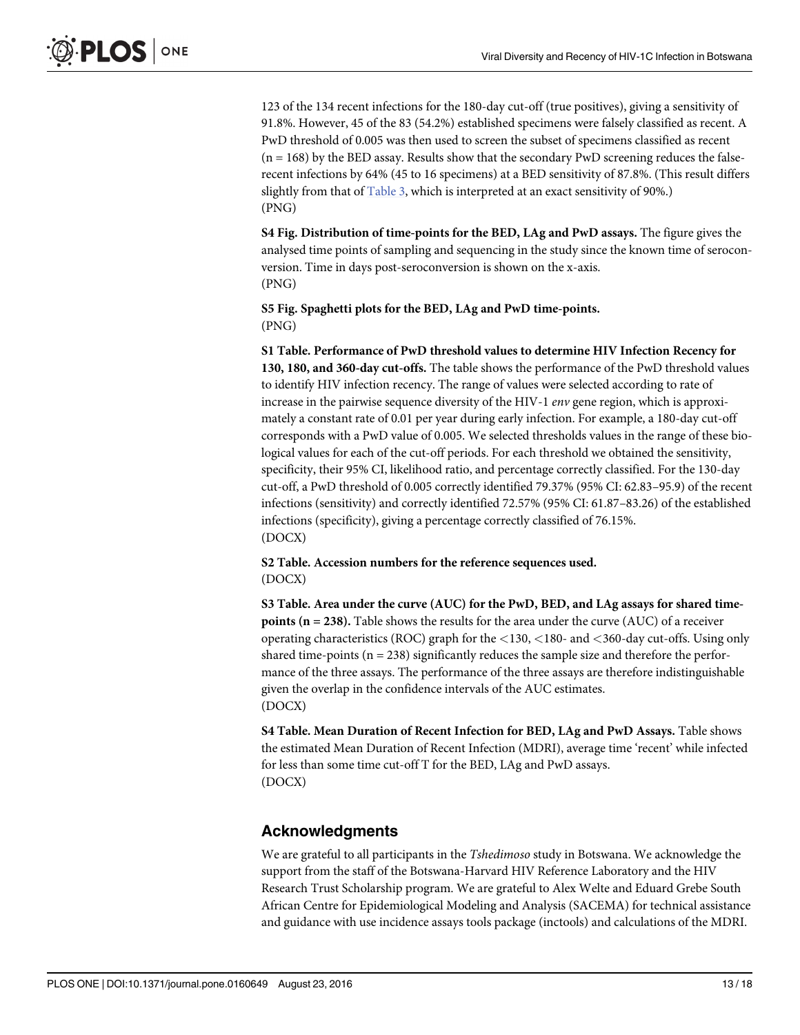123 of the 134 recent infections for the 180-day cut-off (true positives), giving a sensitivity of 91.8%. However, 45 of the 83 (54.2%) established specimens were falsely classified as recent. A PwD threshold of 0.005 was then used to screen the subset of specimens classified as recent (n = 168) by the BED assay. Results show that the secondary PwD screening reduces the false-recent infections by 64% (45 to 16 specimens) at a BED sensitivity of 87.8%. (This result differs slightly from that of Table 3, which is interpreted at an exact sensitivity of 90%.)
(PNG)

**S4 Fig. Distribution of time-points for the BED, LAg and PwD assays.** The figure gives the analysed time points of sampling and sequencing in the study since the known time of seroconversion. Time in days post-seroconversion is shown on the x-axis.
(PNG)

**S5 Fig. Spaghetti plots for the BED, LAg and PwD time-points.**
(PNG)

**S1 Table. Performance of PwD threshold values to determine HIV Infection Recency for 130, 180, and 360-day cut-offs.** The table shows the performance of the PwD threshold values to identify HIV infection recency. The range of values were selected according to rate of increase in the pairwise sequence diversity of the HIV-1 *env* gene region, which is approximately a constant rate of 0.01 per year during early infection. For example, a 180-day cut-off corresponds with a PwD value of 0.005. We selected thresholds values in the range of these biological values for each of the cut-off periods. For each threshold we obtained the sensitivity, specificity, their 95% CI, likelihood ratio, and percentage correctly classified. For the 130-day cut-off, a PwD threshold of 0.005 correctly identified 79.37% (95% CI: 62.83–95.9) of the recent infections (sensitivity) and correctly identified 72.57% (95% CI: 61.87–83.26) of the established infections (specificity), giving a percentage correctly classified of 76.15%.
(DOCX)

**S2 Table. Accession numbers for the reference sequences used.**
(DOCX)

**S3 Table. Area under the curve (AUC) for the PwD, BED, and LAg assays for shared time-points (n = 238).** Table shows the results for the area under the curve (AUC) of a receiver operating characteristics (ROC) graph for the <130, <180- and <360-day cut-offs. Using only shared time-points (n = 238) significantly reduces the sample size and therefore the performance of the three assays. The performance of the three assays are therefore indistinguishable given the overlap in the confidence intervals of the AUC estimates.
(DOCX)

**S4 Table. Mean Duration of Recent Infection for BED, LAg and PwD Assays.** Table shows the estimated Mean Duration of Recent Infection (MDRI), average time 'recent' while infected for less than some time cut-off T for the BED, LAg and PwD assays.
(DOCX)

## Acknowledgments

We are grateful to all participants in the *Tshedimoso* study in Botswana. We acknowledge the support from the staff of the Botswana-Harvard HIV Reference Laboratory and the HIV Research Trust Scholarship program. We are grateful to Alex Welte and Eduard Grebe South African Centre for Epidemiological Modeling and Analysis (SACEMA) for technical assistance and guidance with use incidence assays tools package (inctools) and calculations of the MDRI.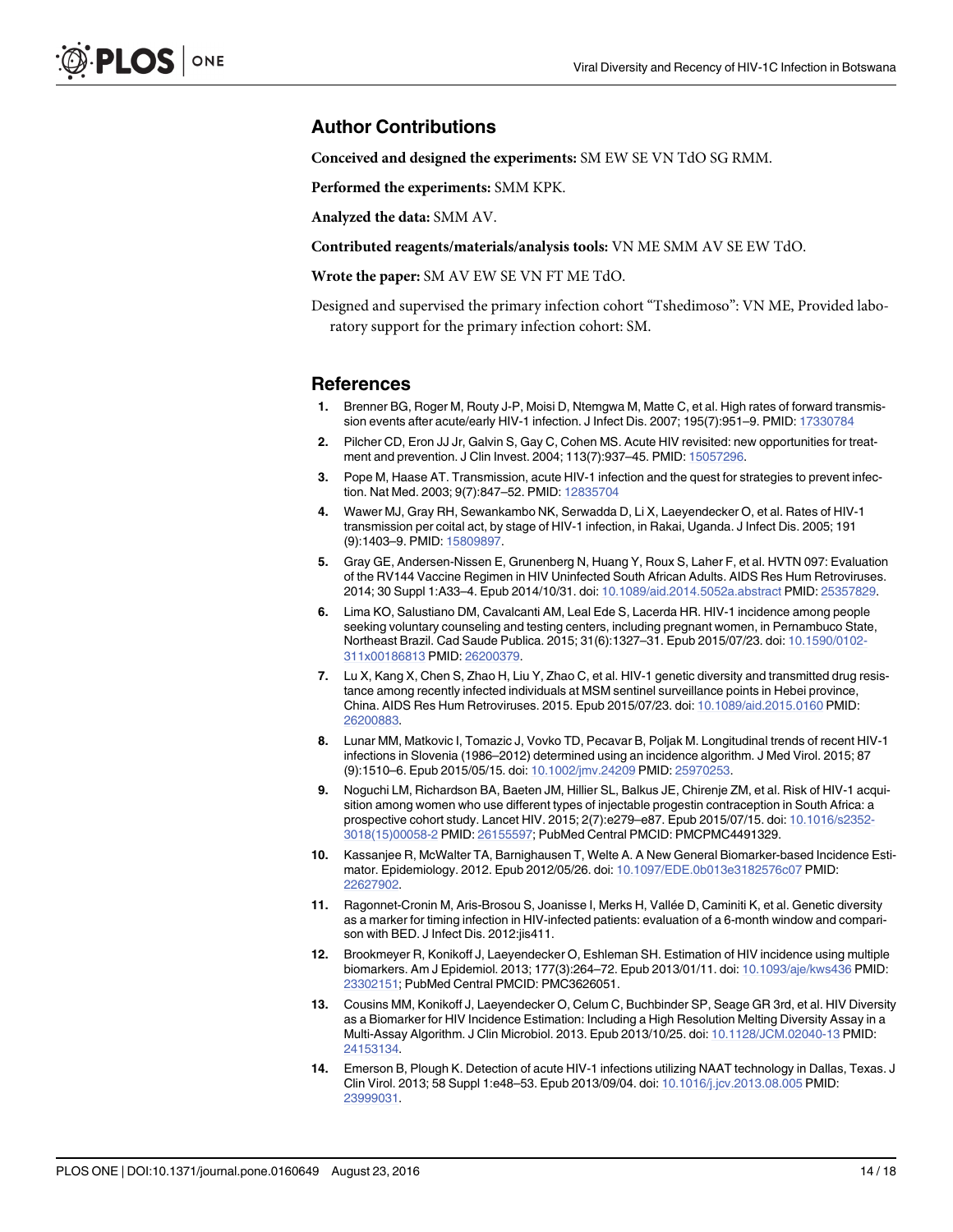## Author Contributions

**Conceived and designed the experiments:** SM EW SE VN TdO SG RMM.

**Performed the experiments:** SMM KPK.

**Analyzed the data:** SMM AV.

**Contributed reagents/materials/analysis tools:** VN ME SMM AV SE EW TdO.

**Wrote the paper:** SM AV EW SE VN FT ME TdO.

Designed and supervised the primary infection cohort "Tshedimoso": VN ME, Provided laboratory support for the primary infection cohort: SM.

## References

1. Brenner BG, Roger M, Routy J-P, Moisi D, Ntemgwa M, Matte C, et al. High rates of forward transmission events after acute/early HIV-1 infection. J Infect Dis. 2007; 195(7):951–9. PMID: 17330784
2. Pilcher CD, Eron JJ Jr, Galvin S, Gay C, Cohen MS. Acute HIV revisited: new opportunities for treatment and prevention. J Clin Invest. 2004; 113(7):937–45. PMID: 15057296.
3. Pope M, Haase AT. Transmission, acute HIV-1 infection and the quest for strategies to prevent infection. Nat Med. 2003; 9(7):847–52. PMID: 12835704
4. Wawer MJ, Gray RH, Sewankambo NK, Serwadda D, Li X, Laeyendecker O, et al. Rates of HIV-1 transmission per coital act, by stage of HIV-1 infection, in Rakai, Uganda. J Infect Dis. 2005; 191 (9):1403–9. PMID: 15809897.
5. Gray GE, Andersen-Nissen E, Grunenberg N, Huang Y, Roux S, Laher F, et al. HVTN 097: Evaluation of the RV144 Vaccine Regimen in HIV Uninfected South African Adults. AIDS Res Hum Retroviruses. 2014; 30 Suppl 1:A33–4. Epub 2014/10/31. doi: 10.1089/aid.2014.5052a.abstract PMID: 25357829.
6. Lima KO, Salustiano DM, Cavalcanti AM, Leal Ede S, Lacerda HR. HIV-1 incidence among people seeking voluntary counseling and testing centers, including pregnant women, in Pernambuco State, Northeast Brazil. Cad Saude Publica. 2015; 31(6):1327–31. Epub 2015/07/23. doi: 10.1590/0102-311x00186813 PMID: 26200379.
7. Lu X, Kang X, Chen S, Zhao H, Liu Y, Zhao C, et al. HIV-1 genetic diversity and transmitted drug resistance among recently infected individuals at MSM sentinel surveillance points in Hebei province, China. AIDS Res Hum Retroviruses. 2015. Epub 2015/07/23. doi: 10.1089/aid.2015.0160 PMID: 26200883.
8. Lunar MM, Matkovic I, Tomazic J, Vovko TD, Pecavar B, Poljak M. Longitudinal trends of recent HIV-1 infections in Slovenia (1986–2012) determined using an incidence algorithm. J Med Virol. 2015; 87 (9):1510–6. Epub 2015/05/15. doi: 10.1002/jmv.24209 PMID: 25970253.
9. Noguchi LM, Richardson BA, Baeten JM, Hillier SL, Balkus JE, Chirenje ZM, et al. Risk of HIV-1 acquisition among women who use different types of injectable progestin contraception in South Africa: a prospective cohort study. Lancet HIV. 2015; 2(7):e279–e87. Epub 2015/07/15. doi: 10.1016/s2352-3018(15)00058-2 PMID: 26155597; PubMed Central PMCID: PMCPMC4491329.
10. Kassanjee R, McWalter TA, Barnighausen T, Welte A. A New General Biomarker-based Incidence Estimator. Epidemiology. 2012. Epub 2012/05/26. doi: 10.1097/EDE.0b013e3182576c07 PMID: 22627902.
11. Ragonnet-Cronin M, Aris-Brosou S, Joanisse I, Merks H, Vallée D, Caminiti K, et al. Genetic diversity as a marker for timing infection in HIV-infected patients: evaluation of a 6-month window and comparison with BED. J Infect Dis. 2012:jis411.
12. Brookmeyer R, Konikoff J, Laeyendecker O, Eshleman SH. Estimation of HIV incidence using multiple biomarkers. Am J Epidemiol. 2013; 177(3):264–72. Epub 2013/01/11. doi: 10.1093/aje/kws436 PMID: 23302151; PubMed Central PMCID: PMC3626051.
13. Cousins MM, Konikoff J, Laeyendecker O, Celum C, Buchbinder SP, Seage GR 3rd, et al. HIV Diversity as a Biomarker for HIV Incidence Estimation: Including a High Resolution Melting Diversity Assay in a Multi-Assay Algorithm. J Clin Microbiol. 2013. Epub 2013/10/25. doi: 10.1128/JCM.02040-13 PMID: 24153134.
14. Emerson B, Plough K. Detection of acute HIV-1 infections utilizing NAAT technology in Dallas, Texas. J Clin Virol. 2013; 58 Suppl 1:e48–53. Epub 2013/09/04. doi: 10.1016/j.jcv.2013.08.005 PMID: 23999031.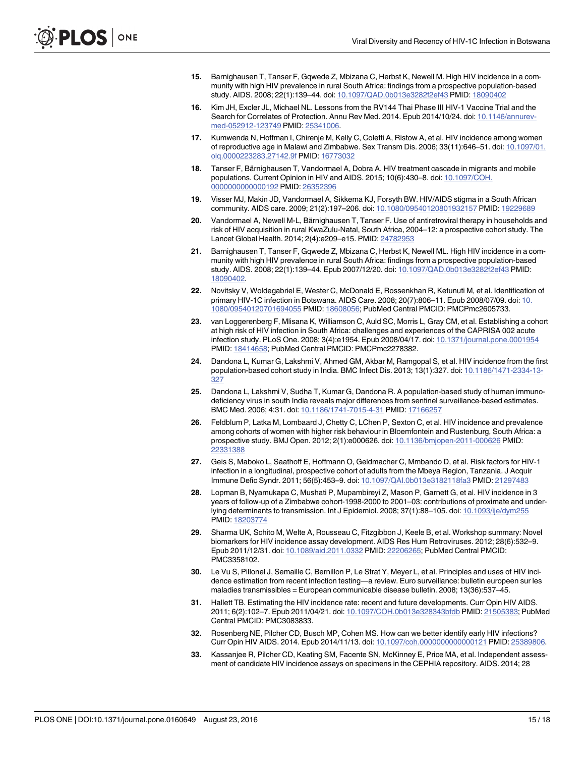15. Barnighausen T, Tanser F, Gqwede Z, Mbizana C, Herbst K, Newell M. High HIV incidence in a community with high HIV prevalence in rural South Africa: findings from a prospective population-based study. AIDS. 2008; 22(1):139–44. doi: 10.1097/QAD.0b013e3282f2ef43 PMID: 18090402

16. Kim JH, Excler JL, Michael NL. Lessons from the RV144 Thai Phase III HIV-1 Vaccine Trial and the Search for Correlates of Protection. Annu Rev Med. 2014. Epub 2014/10/24. doi: 10.1146/annurev-med-052912-123749 PMID: 25341006.

17. Kumwenda N, Hoffman I, Chirenje M, Kelly C, Coletti A, Ristow A, et al. HIV incidence among women of reproductive age in Malawi and Zimbabwe. Sex Transm Dis. 2006; 33(11):646–51. doi: 10.1097/01.olq.0000223283.27142.9f PMID: 16773032

18. Tanser F, Bärnighausen T, Vandormael A, Dobra A. HIV treatment cascade in migrants and mobile populations. Current Opinion in HIV and AIDS. 2015; 10(6):430–8. doi: 10.1097/COH.0000000000000192 PMID: 26352396

19. Visser MJ, Makin JD, Vandormael A, Sikkema KJ, Forsyth BW. HIV/AIDS stigma in a South African community. AIDS care. 2009; 21(2):197–206. doi: 10.1080/09540120801932157 PMID: 19229689

20. Vandormael A, Newell M-L, Bärnighausen T, Tanser F. Use of antiretroviral therapy in households and risk of HIV acquisition in rural KwaZulu-Natal, South Africa, 2004–12: a prospective cohort study. The Lancet Global Health. 2014; 2(4):e209–e15. PMID: 24782953

21. Barnighausen T, Tanser F, Gqwede Z, Mbizana C, Herbst K, Newell ML. High HIV incidence in a community with high HIV prevalence in rural South Africa: findings from a prospective population-based study. AIDS. 2008; 22(1):139–44. Epub 2007/12/20. doi: 10.1097/QAD.0b013e3282f2ef43 PMID: 18090402.

22. Novitsky V, Woldegabriel E, Wester C, McDonald E, Rossenkhan R, Ketunuti M, et al. Identification of primary HIV-1C infection in Botswana. AIDS Care. 2008; 20(7):806–11. Epub 2008/07/09. doi: 10.1080/09540120701694055 PMID: 18608056; PubMed Central PMCID: PMCPmc2605733.

23. van Loggerenberg F, Mlisana K, Williamson C, Auld SC, Morris L, Gray CM, et al. Establishing a cohort at high risk of HIV infection in South Africa: challenges and experiences of the CAPRISA 002 acute infection study. PLoS One. 2008; 3(4):e1954. Epub 2008/04/17. doi: 10.1371/journal.pone.0001954 PMID: 18414658; PubMed Central PMCID: PMCPmc2278382.

24. Dandona L, Kumar G, Lakshmi V, Ahmed GM, Akbar M, Ramgopal S, et al. HIV incidence from the first population-based cohort study in India. BMC Infect Dis. 2013; 13(1):327. doi: 10.1186/1471-2334-13-327

25. Dandona L, Lakshmi V, Sudha T, Kumar G, Dandona R. A population-based study of human immunodeficiency virus in south India reveals major differences from sentinel surveillance-based estimates. BMC Med. 2006; 4:31. doi: 10.1186/1741-7015-4-31 PMID: 17166257

26. Feldblum P, Latka M, Lombaard J, Chetty C, LChen P, Sexton C, et al. HIV incidence and prevalence among cohorts of women with higher risk behaviour in Bloemfontein and Rustenburg, South Africa: a prospective study. BMJ Open. 2012; 2(1):e000626. doi: 10.1136/bmjopen-2011-000626 PMID: 22331388

27. Geis S, Maboko L, Saathoff E, Hoffmann O, Geldmacher C, Mmbando D, et al. Risk factors for HIV-1 infection in a longitudinal, prospective cohort of adults from the Mbeya Region, Tanzania. J Acquir Immune Defic Syndr. 2011; 56(5):453–9. doi: 10.1097/QAI.0b013e3182118fa3 PMID: 21297483

28. Lopman B, Nyamukapa C, Mushati P, Mupambireyi Z, Mason P, Garnett G, et al. HIV incidence in 3 years of follow-up of a Zimbabwe cohort-1998-2000 to 2001–03: contributions of proximate and underlying determinants to transmission. Int J Epidemiol. 2008; 37(1):88–105. doi: 10.1093/ije/dym255 PMID: 18203774

29. Sharma UK, Schito M, Welte A, Rousseau C, Fitzgibbon J, Keele B, et al. Workshop summary: Novel biomarkers for HIV incidence assay development. AIDS Res Hum Retroviruses. 2012; 28(6):532–9. Epub 2011/12/31. doi: 10.1089/aid.2011.0332 PMID: 22206265; PubMed Central PMCID: PMC3358102.

30. Le Vu S, Pillonel J, Semaille C, Bernillon P, Le Strat Y, Meyer L, et al. Principles and uses of HIV incidence estimation from recent infection testing—a review. Euro surveillance: bulletin europeen sur les maladies transmissibles = European communicable disease bulletin. 2008; 13(36):537–45.

31. Hallett TB. Estimating the HIV incidence rate: recent and future developments. Curr Opin HIV AIDS. 2011; 6(2):102–7. Epub 2011/04/21. doi: 10.1097/COH.0b013e328343bfdb PMID: 21505383; PubMed Central PMCID: PMC3083833.

32. Rosenberg NE, Pilcher CD, Busch MP, Cohen MS. How can we better identify early HIV infections? Curr Opin HIV AIDS. 2014. Epub 2014/11/13. doi: 10.1097/coh.0000000000000121 PMID: 25389806.

33. Kassanjee R, Pilcher CD, Keating SM, Facente SN, McKinney E, Price MA, et al. Independent assessment of candidate HIV incidence assays on specimens in the CEPHIA repository. AIDS. 2014; 28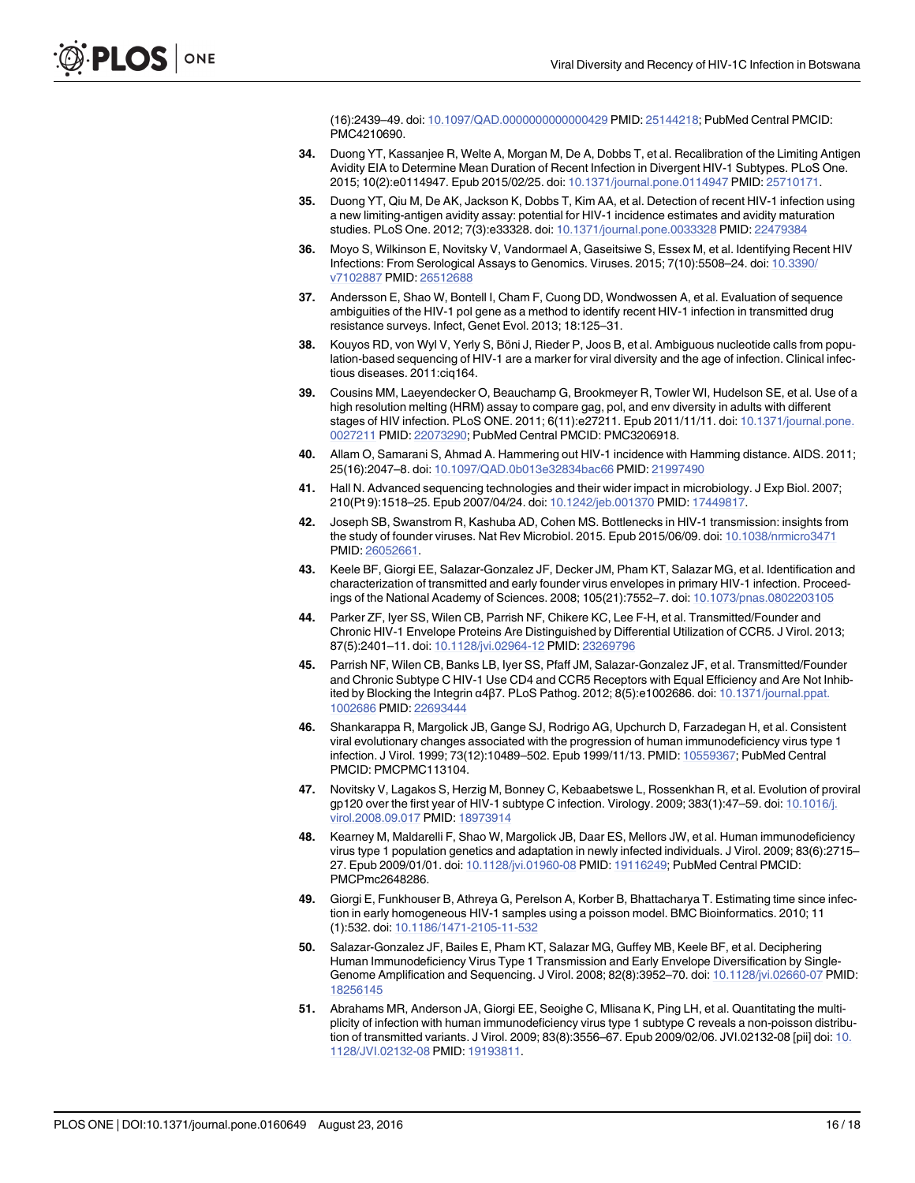(16):2439–49. doi: 10.1097/QAD.0000000000000429 PMID: 25144218; PubMed Central PMCID: PMC4210690.

34. Duong YT, Kassanjee R, Welte A, Morgan M, De A, Dobbs T, et al. Recalibration of the Limiting Antigen Avidity EIA to Determine Mean Duration of Recent Infection in Divergent HIV-1 Subtypes. PLoS One. 2015; 10(2):e0114947. Epub 2015/02/25. doi: 10.1371/journal.pone.0114947 PMID: 25710171.

35. Duong YT, Qiu M, De AK, Jackson K, Dobbs T, Kim AA, et al. Detection of recent HIV-1 infection using a new limiting-antigen avidity assay: potential for HIV-1 incidence estimates and avidity maturation studies. PLoS One. 2012; 7(3):e33328. doi: 10.1371/journal.pone.0033328 PMID: 22479384

36. Moyo S, Wilkinson E, Novitsky V, Vandormael A, Gaseitsiwe S, Essex M, et al. Identifying Recent HIV Infections: From Serological Assays to Genomics. Viruses. 2015; 7(10):5508–24. doi: 10.3390/v7102887 PMID: 26512688

37. Andersson E, Shao W, Bontell I, Cham F, Cuong DD, Wondwossen A, et al. Evaluation of sequence ambiguities of the HIV-1 pol gene as a method to identify recent HIV-1 infection in transmitted drug resistance surveys. Infect, Genet Evol. 2013; 18:125–31.

38. Kouyos RD, von Wyl V, Yerly S, Böni J, Rieder P, Joos B, et al. Ambiguous nucleotide calls from population-based sequencing of HIV-1 are a marker for viral diversity and the age of infection. Clinical infectious diseases. 2011:ciq164.

39. Cousins MM, Laeyendecker O, Beauchamp G, Brookmeyer R, Towler WI, Hudelson SE, et al. Use of a high resolution melting (HRM) assay to compare gag, pol, and env diversity in adults with different stages of HIV infection. PLoS ONE. 2011; 6(11):e27211. Epub 2011/11/11. doi: 10.1371/journal.pone.0027211 PMID: 22073290; PubMed Central PMCID: PMC3206918.

40. Allam O, Samarani S, Ahmad A. Hammering out HIV-1 incidence with Hamming distance. AIDS. 2011; 25(16):2047–8. doi: 10.1097/QAD.0b013e32834bac66 PMID: 21997490

41. Hall N. Advanced sequencing technologies and their wider impact in microbiology. J Exp Biol. 2007; 210(Pt 9):1518–25. Epub 2007/04/24. doi: 10.1242/jeb.001370 PMID: 17449817.

42. Joseph SB, Swanstrom R, Kashuba AD, Cohen MS. Bottlenecks in HIV-1 transmission: insights from the study of founder viruses. Nat Rev Microbiol. 2015. Epub 2015/06/09. doi: 10.1038/nrmicro3471 PMID: 26052661.

43. Keele BF, Giorgi EE, Salazar-Gonzalez JF, Decker JM, Pham KT, Salazar MG, et al. Identification and characterization of transmitted and early founder virus envelopes in primary HIV-1 infection. Proceedings of the National Academy of Sciences. 2008; 105(21):7552–7. doi: 10.1073/pnas.0802203105

44. Parker ZF, Iyer SS, Wilen CB, Parrish NF, Chikere KC, Lee F-H, et al. Transmitted/Founder and Chronic HIV-1 Envelope Proteins Are Distinguished by Differential Utilization of CCR5. J Virol. 2013; 87(5):2401–11. doi: 10.1128/jvi.02964-12 PMID: 23269796

45. Parrish NF, Wilen CB, Banks LB, Iyer SS, Pfaff JM, Salazar-Gonzalez JF, et al. Transmitted/Founder and Chronic Subtype C HIV-1 Use CD4 and CCR5 Receptors with Equal Efficiency and Are Not Inhibited by Blocking the Integrin α4β7. PLoS Pathog. 2012; 8(5):e1002686. doi: 10.1371/journal.ppat.1002686 PMID: 22693444

46. Shankarappa R, Margolick JB, Gange SJ, Rodrigo AG, Upchurch D, Farzadegan H, et al. Consistent viral evolutionary changes associated with the progression of human immunodeficiency virus type 1 infection. J Virol. 1999; 73(12):10489–502. Epub 1999/11/13. PMID: 10559367; PubMed Central PMCID: PMCPMC113104.

47. Novitsky V, Lagakos S, Herzig M, Bonney C, Kebaabetswe L, Rossenkhan R, et al. Evolution of proviral gp120 over the first year of HIV-1 subtype C infection. Virology. 2009; 383(1):47–59. doi: 10.1016/j.virol.2008.09.017 PMID: 18973914

48. Kearney M, Maldarelli F, Shao W, Margolick JB, Daar ES, Mellors JW, et al. Human immunodeficiency virus type 1 population genetics and adaptation in newly infected individuals. J Virol. 2009; 83(6):2715–27. Epub 2009/01/01. doi: 10.1128/jvi.01960-08 PMID: 19116249; PubMed Central PMCID: PMCPmc2648286.

49. Giorgi E, Funkhouser B, Athreya G, Perelson A, Korber B, Bhattacharya T. Estimating time since infection in early homogeneous HIV-1 samples using a poisson model. BMC Bioinformatics. 2010; 11(1):532. doi: 10.1186/1471-2105-11-532

50. Salazar-Gonzalez JF, Bailes E, Pham KT, Salazar MG, Guffey MB, Keele BF, et al. Deciphering Human Immunodeficiency Virus Type 1 Transmission and Early Envelope Diversification by Single-Genome Amplification and Sequencing. J Virol. 2008; 82(8):3952–70. doi: 10.1128/jvi.02660-07 PMID: 18256145

51. Abrahams MR, Anderson JA, Giorgi EE, Seoighe C, Mlisana K, Ping LH, et al. Quantitating the multiplicity of infection with human immunodeficiency virus type 1 subtype C reveals a non-poisson distribution of transmitted variants. J Virol. 2009; 83(8):3556–67. Epub 2009/02/06. JVI.02132-08 [pii] doi: 10.1128/JVI.02132-08 PMID: 19193811.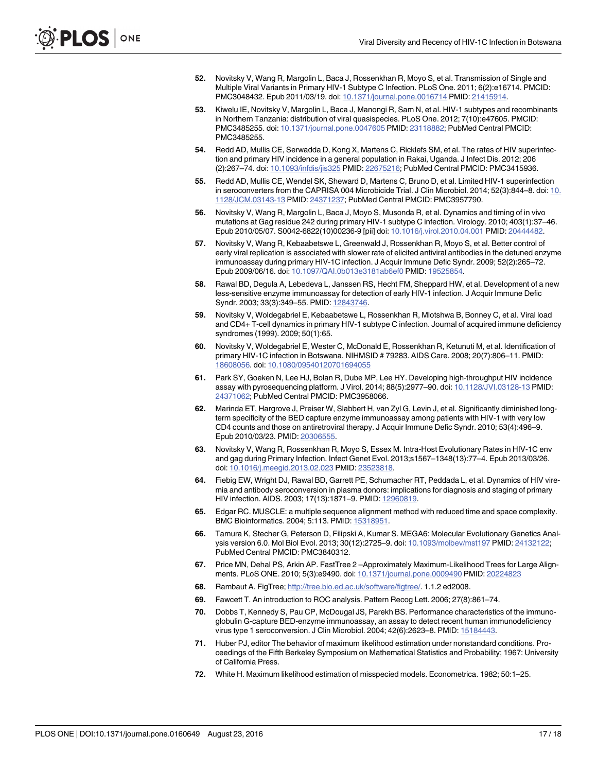52. Novitsky V, Wang R, Margolin L, Baca J, Rossenkhan R, Moyo S, et al. Transmission of Single and Multiple Viral Variants in Primary HIV-1 Subtype C Infection. PLoS One. 2011; 6(2):e16714. PMCID: PMC3048432. Epub 2011/03/19. doi: 10.1371/journal.pone.0016714 PMID: 21415914.
53. Kiwelu IE, Novitsky V, Margolin L, Baca J, Manongi R, Sam N, et al. HIV-1 subtypes and recombinants in Northern Tanzania: distribution of viral quasispecies. PLoS One. 2012; 7(10):e47605. PMCID: PMC3485255. doi: 10.1371/journal.pone.0047605 PMID: 23118882; PubMed Central PMCID: PMC3485255.
54. Redd AD, Mullis CE, Serwadda D, Kong X, Martens C, Ricklefs SM, et al. The rates of HIV superinfection and primary HIV incidence in a general population in Rakai, Uganda. J Infect Dis. 2012; 206 (2):267–74. doi: 10.1093/infdis/jis325 PMID: 22675216; PubMed Central PMCID: PMC3415936.
55. Redd AD, Mullis CE, Wendel SK, Sheward D, Martens C, Bruno D, et al. Limited HIV-1 superinfection in seroconverters from the CAPRISA 004 Microbicide Trial. J Clin Microbiol. 2014; 52(3):844–8. doi: 10.1128/JCM.03143-13 PMID: 24371237; PubMed Central PMCID: PMC3957790.
56. Novitsky V, Wang R, Margolin L, Baca J, Moyo S, Musonda R, et al. Dynamics and timing of in vivo mutations at Gag residue 242 during primary HIV-1 subtype C infection. Virology. 2010; 403(1):37–46. Epub 2010/05/07. S0042-6822(10)00236-9 [pii] doi: 10.1016/j.virol.2010.04.001 PMID: 20444482.
57. Novitsky V, Wang R, Kebaabetswe L, Greenwald J, Rossenkhan R, Moyo S, et al. Better control of early viral replication is associated with slower rate of elicited antiviral antibodies in the detuned enzyme immunoassay during primary HIV-1C infection. J Acquir Immune Defic Syndr. 2009; 52(2):265–72. Epub 2009/06/16. doi: 10.1097/QAI.0b013e3181ab6ef0 PMID: 19525854.
58. Rawal BD, Degula A, Lebedeva L, Janssen RS, Hecht FM, Sheppard HW, et al. Development of a new less-sensitive enzyme immunoassay for detection of early HIV-1 infection. J Acquir Immune Defic Syndr. 2003; 33(3):349–55. PMID: 12843746.
59. Novitsky V, Woldegabriel E, Kebaabetswe L, Rossenkhan R, Mlotshwa B, Bonney C, et al. Viral load and CD4+ T-cell dynamics in primary HIV-1 subtype C infection. Journal of acquired immune deficiency syndromes (1999). 2009; 50(1):65.
60. Novitsky V, Woldegabriel E, Wester C, McDonald E, Rossenkhan R, Ketunuti M, et al. Identification of primary HIV-1C infection in Botswana. NIHMSID # 79283. AIDS Care. 2008; 20(7):806–11. PMID: 18608056. doi: 10.1080/09540120701694055
61. Park SY, Goeken N, Lee HJ, Bolan R, Dube MP, Lee HY. Developing high-throughput HIV incidence assay with pyrosequencing platform. J Virol. 2014; 88(5):2977–90. doi: 10.1128/JVI.03128-13 PMID: 24371062; PubMed Central PMCID: PMC3958066.
62. Marinda ET, Hargrove J, Preiser W, Slabbert H, van Zyl G, Levin J, et al. Significantly diminished long-term specificity of the BED capture enzyme immunoassay among patients with HIV-1 with very low CD4 counts and those on antiretroviral therapy. J Acquir Immune Defic Syndr. 2010; 53(4):496–9. Epub 2010/03/23. PMID: 20306555.
63. Novitsky V, Wang R, Rossenkhan R, Moyo S, Essex M. Intra-Host Evolutionary Rates in HIV-1C env and gag during Primary Infection. Infect Genet Evol. 2013;s1567–1348(13):77–4. Epub 2013/03/26. doi: 10.1016/j.meegid.2013.02.023 PMID: 23523818.
64. Fiebig EW, Wright DJ, Rawal BD, Garrett PE, Schumacher RT, Peddada L, et al. Dynamics of HIV viremia and antibody seroconversion in plasma donors: implications for diagnosis and staging of primary HIV infection. AIDS. 2003; 17(13):1871–9. PMID: 12960819.
65. Edgar RC. MUSCLE: a multiple sequence alignment method with reduced time and space complexity. BMC Bioinformatics. 2004; 5:113. PMID: 15318951.
66. Tamura K, Stecher G, Peterson D, Filipski A, Kumar S. MEGA6: Molecular Evolutionary Genetics Analysis version 6.0. Mol Biol Evol. 2013; 30(12):2725–9. doi: 10.1093/molbev/mst197 PMID: 24132122; PubMed Central PMCID: PMC3840312.
67. Price MN, Dehal PS, Arkin AP. FastTree 2 –Approximately Maximum-Likelihood Trees for Large Alignments. PLoS ONE. 2010; 5(3):e9490. doi: 10.1371/journal.pone.0009490 PMID: 20224823
68. Rambaut A. FigTree; http://tree.bio.ed.ac.uk/software/figtree/. 1.1.2 ed2008.
69. Fawcett T. An introduction to ROC analysis. Pattern Recog Lett. 2006; 27(8):861–74.
70. Dobbs T, Kennedy S, Pau CP, McDougal JS, Parekh BS. Performance characteristics of the immunoglobulin G-capture BED-enzyme immunoassay, an assay to detect recent human immunodeficiency virus type 1 seroconversion. J Clin Microbiol. 2004; 42(6):2623–8. PMID: 15184443.
71. Huber PJ, editor The behavior of maximum likelihood estimation under nonstandard conditions. Proceedings of the Fifth Berkeley Symposium on Mathematical Statistics and Probability; 1967: University of California Press.
72. White H. Maximum likelihood estimation of misspecied models. Econometrica. 1982; 50:1–25.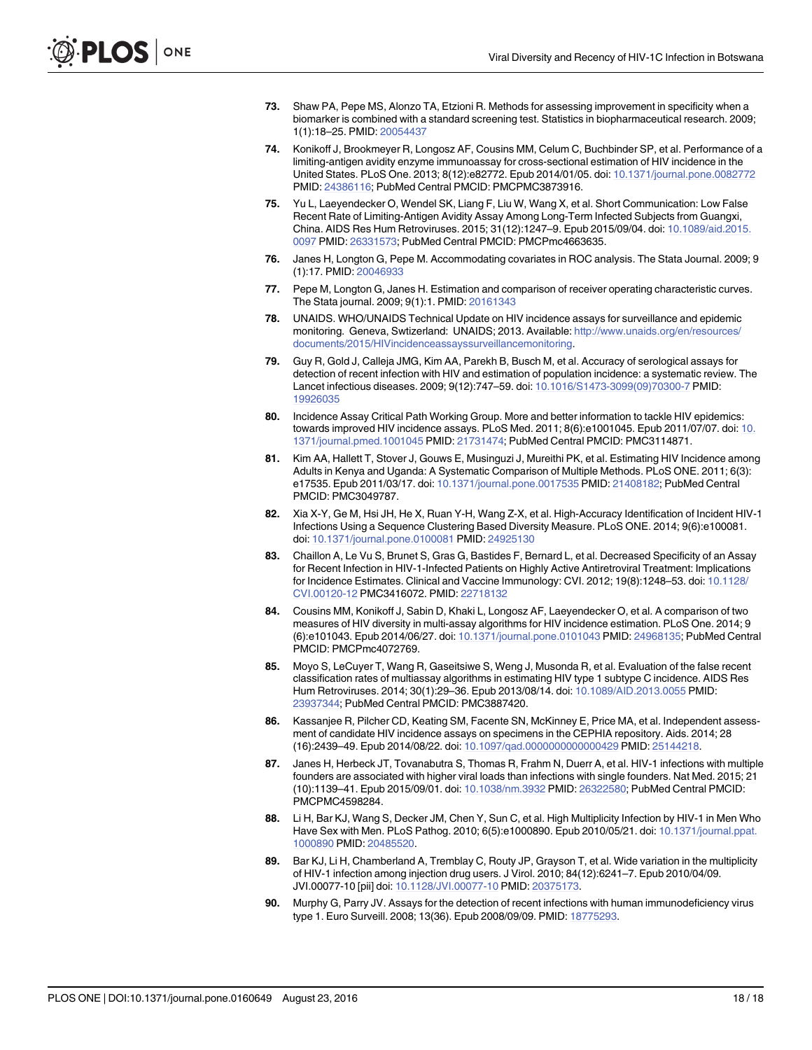73. Shaw PA, Pepe MS, Alonzo TA, Etzioni R. Methods for assessing improvement in specificity when a biomarker is combined with a standard screening test. Statistics in biopharmaceutical research. 2009; 1(1):18–25. PMID: 20054437

74. Konikoff J, Brookmeyer R, Longosz AF, Cousins MM, Celum C, Buchbinder SP, et al. Performance of a limiting-antigen avidity enzyme immunoassay for cross-sectional estimation of HIV incidence in the United States. PLoS One. 2013; 8(12):e82772. Epub 2014/01/05. doi: 10.1371/journal.pone.0082772 PMID: 24386116; PubMed Central PMCID: PMCPMC3873916.

75. Yu L, Laeyendecker O, Wendel SK, Liang F, Liu W, Wang X, et al. Short Communication: Low False Recent Rate of Limiting-Antigen Avidity Assay Among Long-Term Infected Subjects from Guangxi, China. AIDS Res Hum Retroviruses. 2015; 31(12):1247–9. Epub 2015/09/04. doi: 10.1089/aid.2015.0097 PMID: 26331573; PubMed Central PMCID: PMCPmc4663635.

76. Janes H, Longton G, Pepe M. Accommodating covariates in ROC analysis. The Stata Journal. 2009; 9(1):17. PMID: 20046933

77. Pepe M, Longton G, Janes H. Estimation and comparison of receiver operating characteristic curves. The Stata journal. 2009; 9(1):1. PMID: 20161343

78. UNAIDS. WHO/UNAIDS Technical Update on HIV incidence assays for surveillance and epidemic monitoring. Geneva, Swtizerland: UNAIDS; 2013. Available: http://www.unaids.org/en/resources/documents/2015/HIVincidenceassayssurveillancemonitoring.

79. Guy R, Gold J, Calleja JMG, Kim AA, Parekh B, Busch M, et al. Accuracy of serological assays for detection of recent infection with HIV and estimation of population incidence: a systematic review. The Lancet infectious diseases. 2009; 9(12):747–59. doi: 10.1016/S1473-3099(09)70300-7 PMID: 19926035

80. Incidence Assay Critical Path Working Group. More and better information to tackle HIV epidemics: towards improved HIV incidence assays. PLoS Med. 2011; 8(6):e1001045. Epub 2011/07/07. doi: 10.1371/journal.pmed.1001045 PMID: 21731474; PubMed Central PMCID: PMC3114871.

81. Kim AA, Hallett T, Stover J, Gouws E, Musinguzi J, Mureithi PK, et al. Estimating HIV Incidence among Adults in Kenya and Uganda: A Systematic Comparison of Multiple Methods. PLoS ONE. 2011; 6(3):e17535. Epub 2011/03/17. doi: 10.1371/journal.pone.0017535 PMID: 21408182; PubMed Central PMCID: PMC3049787.

82. Xia X-Y, Ge M, Hsi JH, He X, Ruan Y-H, Wang Z-X, et al. High-Accuracy Identification of Incident HIV-1 Infections Using a Sequence Clustering Based Diversity Measure. PLoS ONE. 2014; 9(6):e100081. doi: 10.1371/journal.pone.0100081 PMID: 24925130

83. Chaillon A, Le Vu S, Brunet S, Gras G, Bastides F, Bernard L, et al. Decreased Specificity of an Assay for Recent Infection in HIV-1-Infected Patients on Highly Active Antiretroviral Treatment: Implications for Incidence Estimates. Clinical and Vaccine Immunology: CVI. 2012; 19(8):1248–53. doi: 10.1128/CVI.00120-12 PMC3416072. PMID: 22718132

84. Cousins MM, Konikoff J, Sabin D, Khaki L, Longosz AF, Laeyendecker O, et al. A comparison of two measures of HIV diversity in multi-assay algorithms for HIV incidence estimation. PLoS One. 2014; 9(6):e101043. Epub 2014/06/27. doi: 10.1371/journal.pone.0101043 PMID: 24968135; PubMed Central PMCID: PMCPmc4072769.

85. Moyo S, LeCuyer T, Wang R, Gaseitsiwe S, Weng J, Musonda R, et al. Evaluation of the false recent classification rates of multiassay algorithms in estimating HIV type 1 subtype C incidence. AIDS Res Hum Retroviruses. 2014; 30(1):29–36. Epub 2013/08/14. doi: 10.1089/AID.2013.0055 PMID: 23937344; PubMed Central PMCID: PMC3887420.

86. Kassanjee R, Pilcher CD, Keating SM, Facente SN, McKinney E, Price MA, et al. Independent assessment of candidate HIV incidence assays on specimens in the CEPHIA repository. Aids. 2014; 28(16):2439–49. Epub 2014/08/22. doi: 10.1097/qad.0000000000000429 PMID: 25144218.

87. Janes H, Herbeck JT, Tovanabutra S, Thomas R, Frahm N, Duerr A, et al. HIV-1 infections with multiple founders are associated with higher viral loads than infections with single founders. Nat Med. 2015; 21(10):1139–41. Epub 2015/09/01. doi: 10.1038/nm.3932 PMID: 26322580; PubMed Central PMCID: PMCPMC4598284.

88. Li H, Bar KJ, Wang S, Decker JM, Chen Y, Sun C, et al. High Multiplicity Infection by HIV-1 in Men Who Have Sex with Men. PLoS Pathog. 2010; 6(5):e1000890. Epub 2010/05/21. doi: 10.1371/journal.ppat.1000890 PMID: 20485520.

89. Bar KJ, Li H, Chamberland A, Tremblay C, Routy JP, Grayson T, et al. Wide variation in the multiplicity of HIV-1 infection among injection drug users. J Virol. 2010; 84(12):6241–7. Epub 2010/04/09. JVI.00077-10 [pii] doi: 10.1128/JVI.00077-10 PMID: 20375173.

90. Murphy G, Parry JV. Assays for the detection of recent infections with human immunodeficiency virus type 1. Euro Surveill. 2008; 13(36). Epub 2008/09/09. PMID: 18775293.